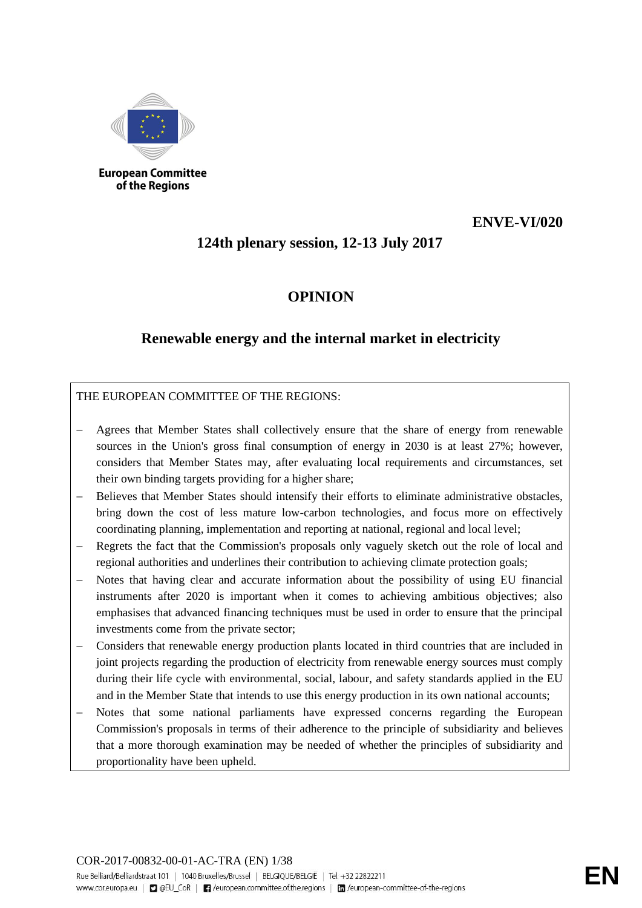European Committee of the Regions

**ENVE-VI/020**

**124th plenary session, 12-13 July 2017**

# OPINION

## Renewable energy and the internal market in electricity

THE EUROPEAN COMMITTEE OF THE REGIONS:

- Agrees that Member States shall collectively ensure that the share of energy from renewable sources in the Union's gross final consumption of energy in 2030 is at least 27%; however, considers that Member States may, after evaluating local requirements and circumstances, set their own binding targets providing for a higher share;
- Believes that Member States should intensify their efforts to eliminate administrative obstacles, bring down the cost of less mature low-carbon technologies, and focus more on effectively coordinating planning, implementation and reporting at national, regional and local level;
- Regrets the fact that the Commission's proposals only vaguely sketch out the role of local and regional authorities and underlines their contribution to achieving climate protection goals;
- Notes that having clear and accurate information about the possibility of using EU financial instruments after 2020 is important when it comes to achieving ambitious objectives; also emphasises that advanced financing techniques must be used in order to ensure that the principal investments come from the private sector;
- Considers that renewable energy production plants located in third countries that are included in joint projects regarding the production of electricity from renewable energy sources must comply during their life cycle with environmental, social, labour, and safety standards applied in the EU and in the Member State that intends to use this energy production in its own national accounts;
- Notes that some national parliaments have expressed concerns regarding the European Commission's proposals in terms of their adherence to the principle of subsidiarity and believes that a more thorough examination may be needed of whether the principles of subsidiarity and proportionality have been upheld.

COR-2017-00832-00-01-AC-TRA (EN)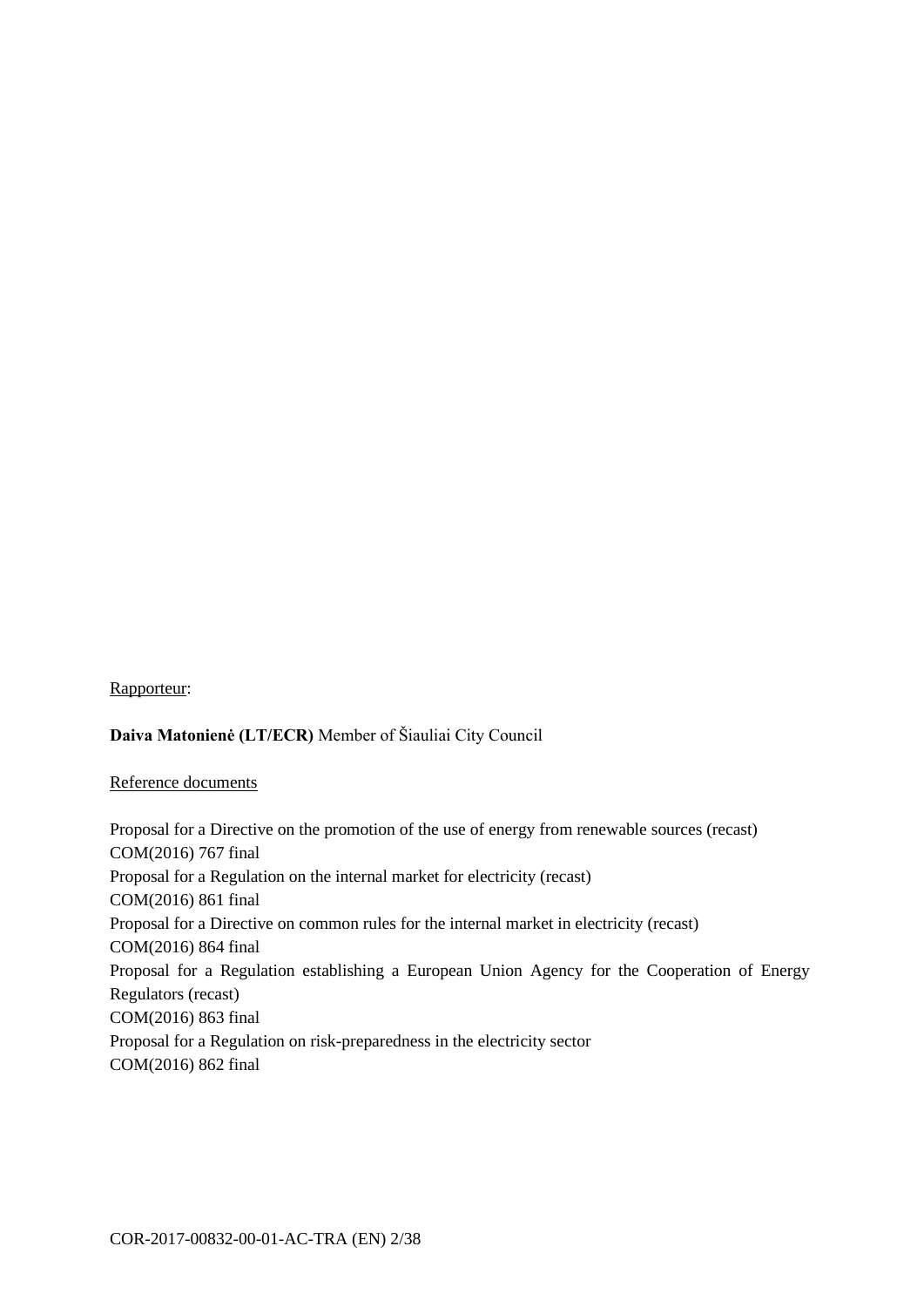Rapporteur:

**Daiva Matonienė (LT/ECR)** Member of Šiauliai City Council

Reference documents

Proposal for a Directive on the promotion of the use of energy from renewable sources (recast)
COM(2016) 767 final
Proposal for a Regulation on the internal market for electricity (recast)
COM(2016) 861 final
Proposal for a Directive on common rules for the internal market in electricity (recast)
COM(2016) 864 final
Proposal for a Regulation establishing a European Union Agency for the Cooperation of Energy Regulators (recast)
COM(2016) 863 final
Proposal for a Regulation on risk-preparedness in the electricity sector
COM(2016) 862 final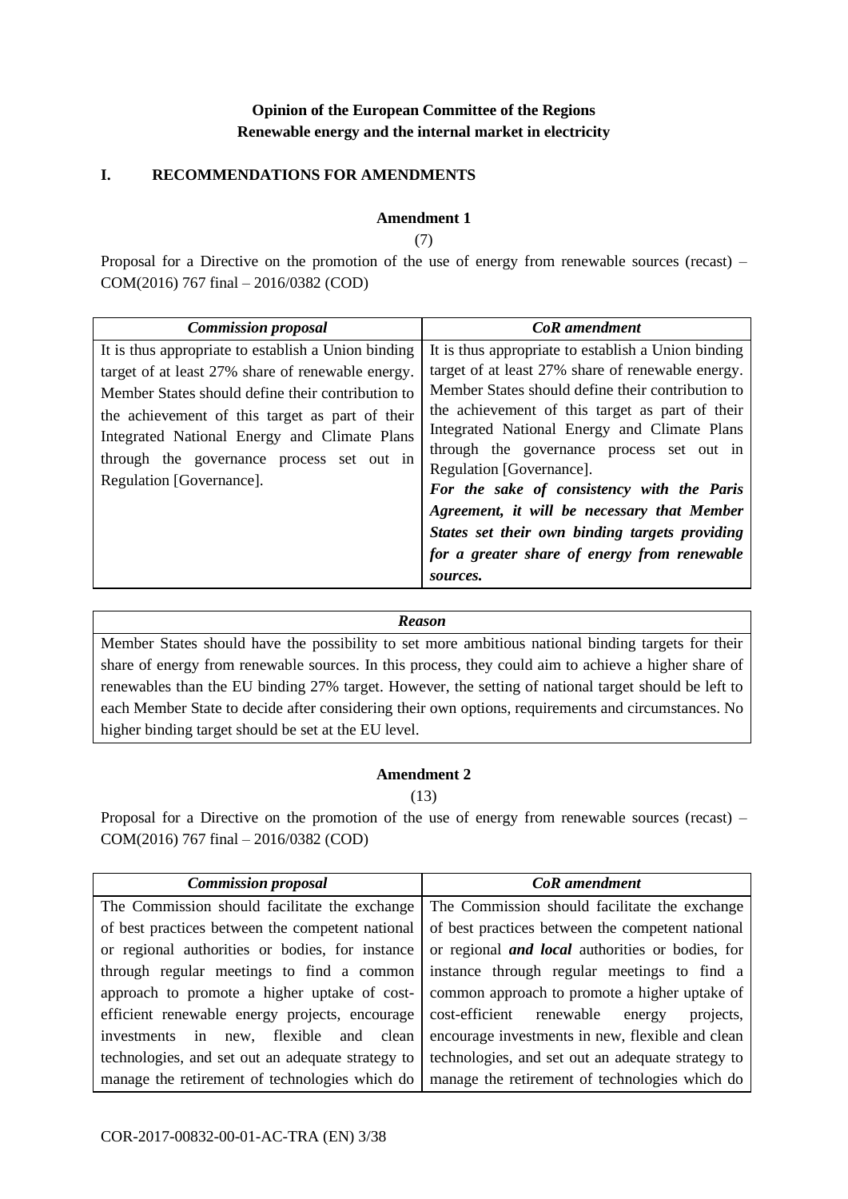**Opinion of the European Committee of the Regions**
**Renewable energy and the internal market in electricity**

## I. RECOMMENDATIONS FOR AMENDMENTS

**Amendment 1**

(7)

Proposal for a Directive on the promotion of the use of energy from renewable sources (recast) – COM(2016) 767 final – 2016/0382 (COD)

| *Commission proposal* | *CoR amendment* |
|---|---|
| It is thus appropriate to establish a Union binding target of at least 27% share of renewable energy. Member States should define their contribution to the achievement of this target as part of their Integrated National Energy and Climate Plans through the governance process set out in Regulation [Governance]. | It is thus appropriate to establish a Union binding target of at least 27% share of renewable energy. Member States should define their contribution to the achievement of this target as part of their Integrated National Energy and Climate Plans through the governance process set out in Regulation [Governance]. ***For the sake of consistency with the Paris Agreement, it will be necessary that Member States set their own binding targets providing for a greater share of energy from renewable sources.*** |

| *Reason* |
|---|
| Member States should have the possibility to set more ambitious national binding targets for their share of energy from renewable sources. In this process, they could aim to achieve a higher share of renewables than the EU binding 27% target. However, the setting of national target should be left to each Member State to decide after considering their own options, requirements and circumstances. No higher binding target should be set at the EU level. |

**Amendment 2**

(13)

Proposal for a Directive on the promotion of the use of energy from renewable sources (recast) – COM(2016) 767 final – 2016/0382 (COD)

| *Commission proposal* | *CoR amendment* |
|---|---|
| The Commission should facilitate the exchange of best practices between the competent national or regional authorities or bodies, for instance through regular meetings to find a common approach to promote a higher uptake of cost-efficient renewable energy projects, encourage investments in new, flexible and clean technologies, and set out an adequate strategy to manage the retirement of technologies which do | The Commission should facilitate the exchange of best practices between the competent national or regional ***and local*** authorities or bodies, for instance through regular meetings to find a common approach to promote a higher uptake of cost-efficient renewable energy projects, encourage investments in new, flexible and clean technologies, and set out an adequate strategy to manage the retirement of technologies which do |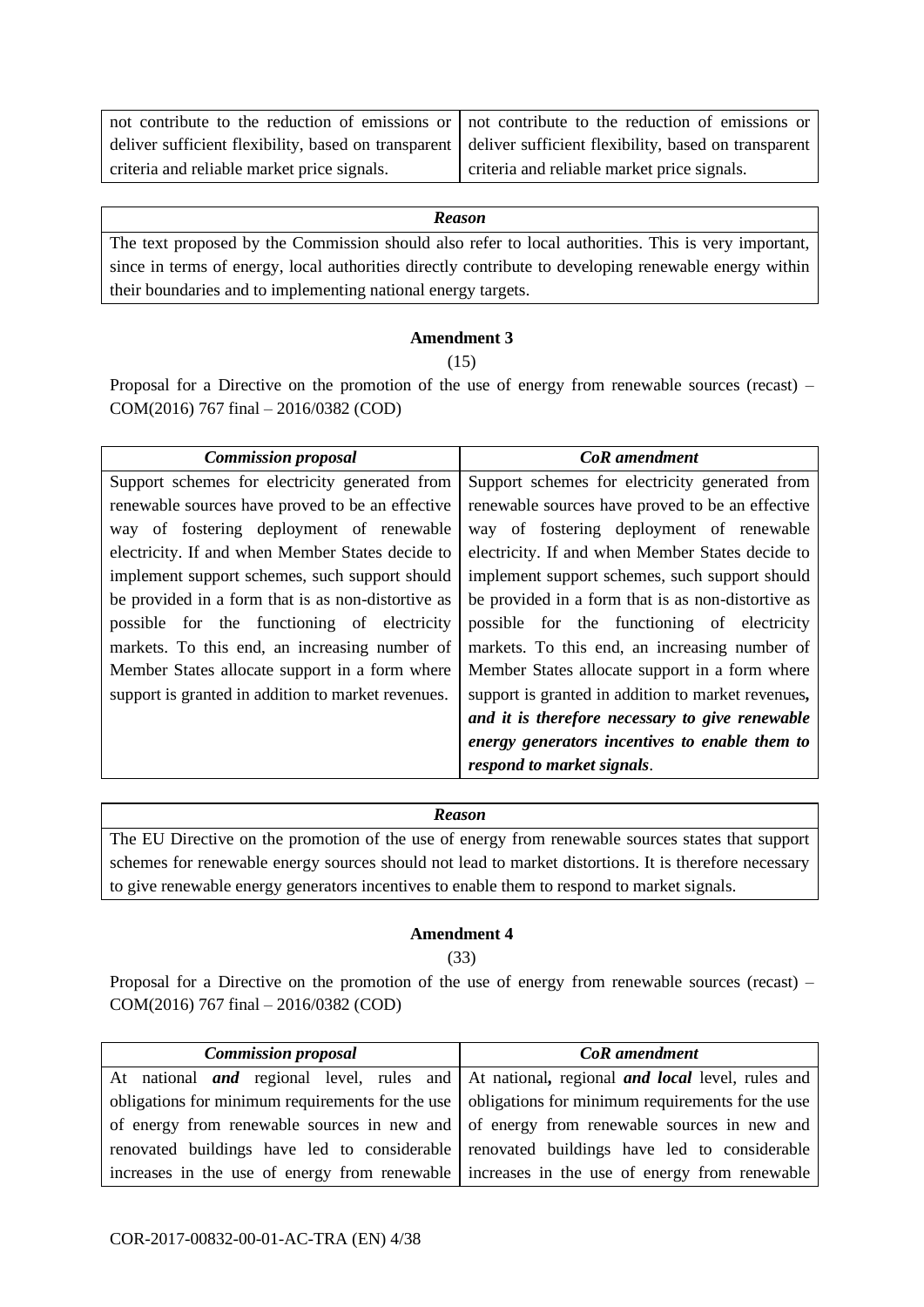| | |
|---|---|
| not contribute to the reduction of emissions or deliver sufficient flexibility, based on transparent criteria and reliable market price signals. | not contribute to the reduction of emissions or deliver sufficient flexibility, based on transparent criteria and reliable market price signals. |

| ***Reason*** |
|---|
| The text proposed by the Commission should also refer to local authorities. This is very important, since in terms of energy, local authorities directly contribute to developing renewable energy within their boundaries and to implementing national energy targets. |

**Amendment 3**

(15)

Proposal for a Directive on the promotion of the use of energy from renewable sources (recast) – COM(2016) 767 final – 2016/0382 (COD)

| ***Commission proposal*** | ***CoR amendment*** |
|---|---|
| Support schemes for electricity generated from renewable sources have proved to be an effective way of fostering deployment of renewable electricity. If and when Member States decide to implement support schemes, such support should be provided in a form that is as non-distortive as possible for the functioning of electricity markets. To this end, an increasing number of Member States allocate support in a form where support is granted in addition to market revenues. | Support schemes for electricity generated from renewable sources have proved to be an effective way of fostering deployment of renewable electricity. If and when Member States decide to implement support schemes, such support should be provided in a form that is as non-distortive as possible for the functioning of electricity markets. To this end, an increasing number of Member States allocate support in a form where support is granted in addition to market revenues***, and it is therefore necessary to give renewable energy generators incentives to enable them to respond to market signals***. |

| ***Reason*** |
|---|
| The EU Directive on the promotion of the use of energy from renewable sources states that support schemes for renewable energy sources should not lead to market distortions. It is therefore necessary to give renewable energy generators incentives to enable them to respond to market signals. |

**Amendment 4**

(33)

Proposal for a Directive on the promotion of the use of energy from renewable sources (recast) – COM(2016) 767 final – 2016/0382 (COD)

| ***Commission proposal*** | ***CoR amendment*** |
|---|---|
| At national ***and*** regional level, rules and obligations for minimum requirements for the use of energy from renewable sources in new and renovated buildings have led to considerable increases in the use of energy from renewable | At national***,*** regional ***and local*** level, rules and obligations for minimum requirements for the use of energy from renewable sources in new and renovated buildings have led to considerable increases in the use of energy from renewable |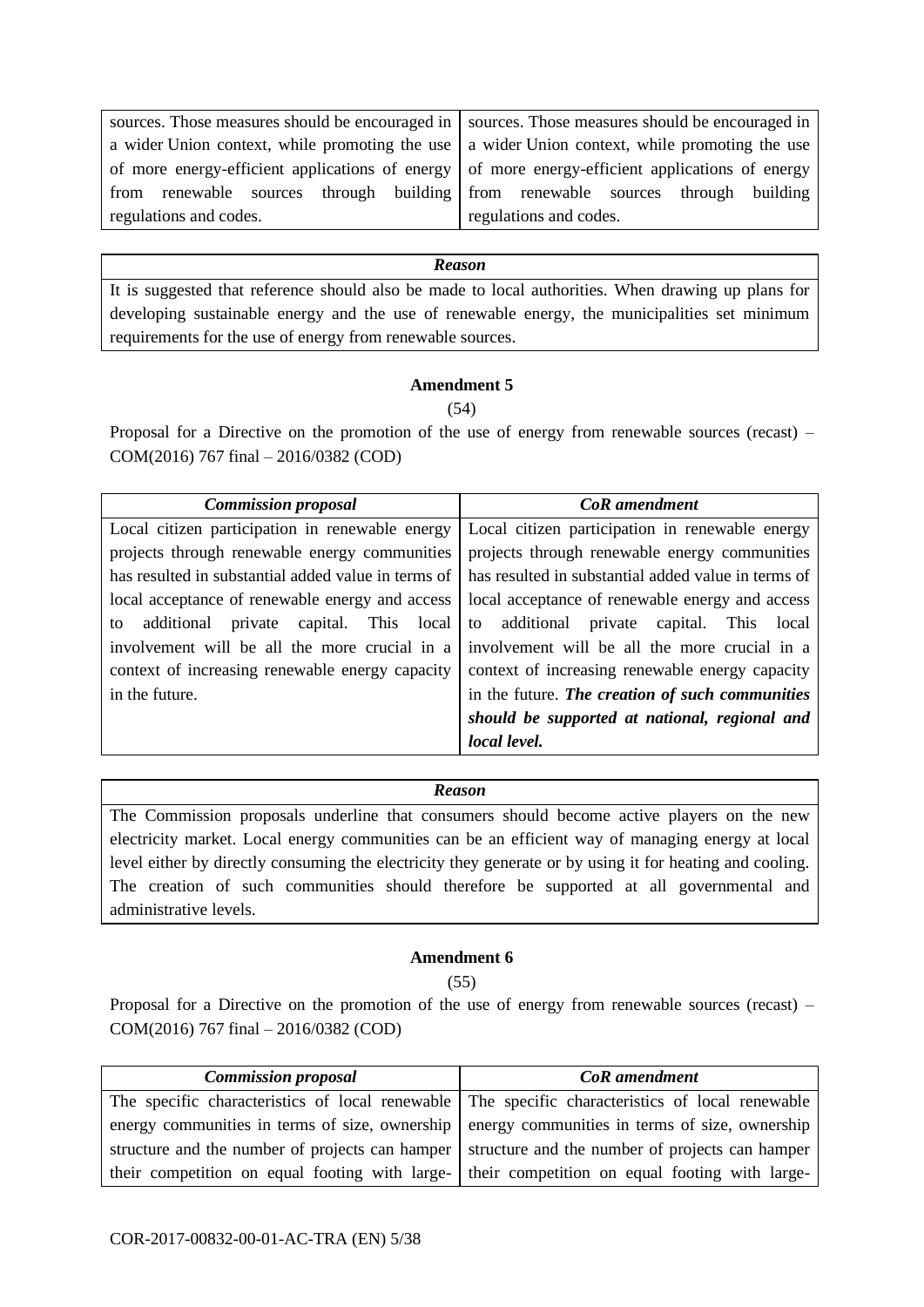| | |
|---|---|
| sources. Those measures should be encouraged in a wider Union context, while promoting the use of more energy-efficient applications of energy from renewable sources through building regulations and codes. | sources. Those measures should be encouraged in a wider Union context, while promoting the use of more energy-efficient applications of energy from renewable sources through building regulations and codes. |

| *Reason* |
|---|
| It is suggested that reference should also be made to local authorities. When drawing up plans for developing sustainable energy and the use of renewable energy, the municipalities set minimum requirements for the use of energy from renewable sources. |

**Amendment 5**

(54)

Proposal for a Directive on the promotion of the use of energy from renewable sources (recast) – COM(2016) 767 final – 2016/0382 (COD)

| *Commission proposal* | *CoR amendment* |
|---|---|
| Local citizen participation in renewable energy projects through renewable energy communities has resulted in substantial added value in terms of local acceptance of renewable energy and access to additional private capital. This local involvement will be all the more crucial in a context of increasing renewable energy capacity in the future. | Local citizen participation in renewable energy projects through renewable energy communities has resulted in substantial added value in terms of local acceptance of renewable energy and access to additional private capital. This local involvement will be all the more crucial in a context of increasing renewable energy capacity in the future. ***The creation of such communities should be supported at national, regional and local level.*** |

| *Reason* |
|---|
| The Commission proposals underline that consumers should become active players on the new electricity market. Local energy communities can be an efficient way of managing energy at local level either by directly consuming the electricity they generate or by using it for heating and cooling. The creation of such communities should therefore be supported at all governmental and administrative levels. |

**Amendment 6**

(55)

Proposal for a Directive on the promotion of the use of energy from renewable sources (recast) – COM(2016) 767 final – 2016/0382 (COD)

| *Commission proposal* | *CoR amendment* |
|---|---|
| The specific characteristics of local renewable energy communities in terms of size, ownership structure and the number of projects can hamper their competition on equal footing with large- | The specific characteristics of local renewable energy communities in terms of size, ownership structure and the number of projects can hamper their competition on equal footing with large- |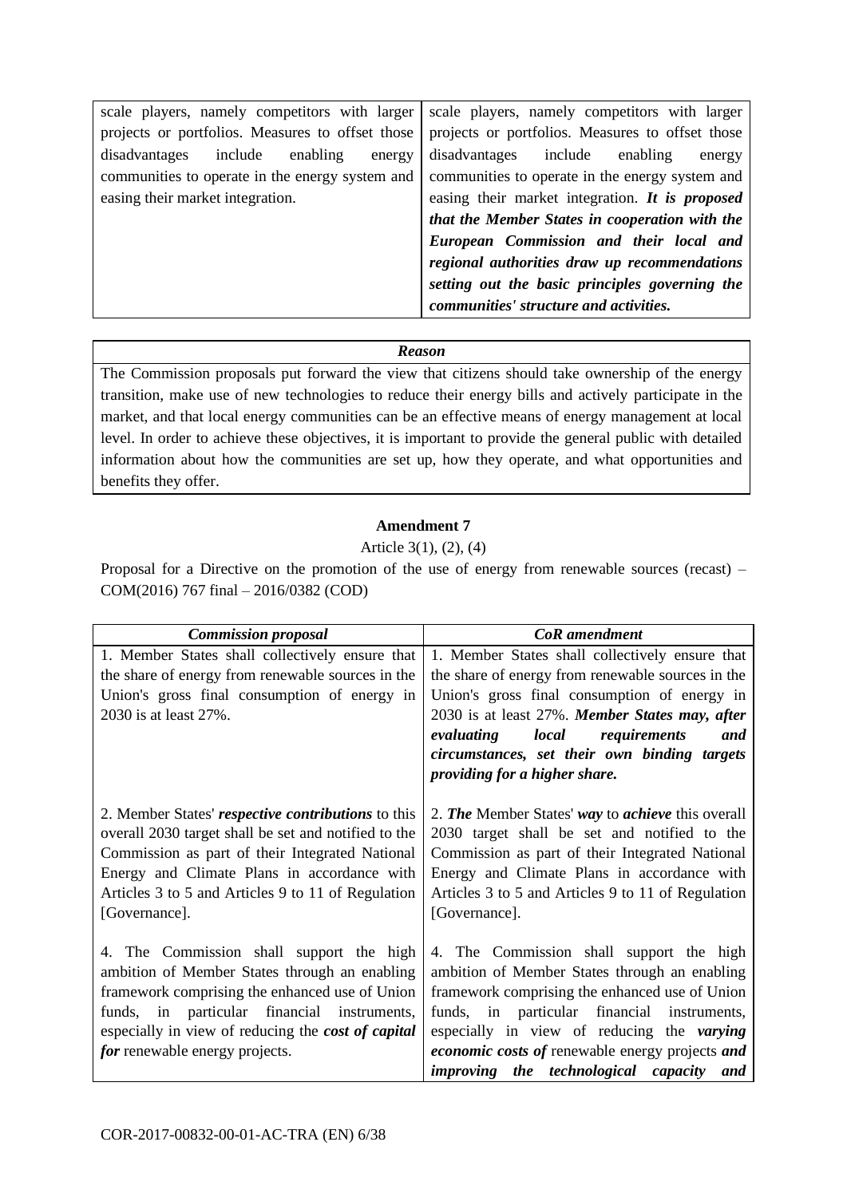| | |
|---|---|
| scale players, namely competitors with larger projects or portfolios. Measures to offset those disadvantages include enabling energy communities to operate in the energy system and easing their market integration. | scale players, namely competitors with larger projects or portfolios. Measures to offset those disadvantages include enabling energy communities to operate in the energy system and easing their market integration. ***It is proposed that the Member States in cooperation with the European Commission and their local and regional authorities draw up recommendations setting out the basic principles governing the communities' structure and activities.*** |

| ***Reason*** |
|---|
| The Commission proposals put forward the view that citizens should take ownership of the energy transition, make use of new technologies to reduce their energy bills and actively participate in the market, and that local energy communities can be an effective means of energy management at local level. In order to achieve these objectives, it is important to provide the general public with detailed information about how the communities are set up, how they operate, and what opportunities and benefits they offer. |

**Amendment 7**

Article 3(1), (2), (4)

Proposal for a Directive on the promotion of the use of energy from renewable sources (recast) – COM(2016) 767 final – 2016/0382 (COD)

| ***Commission proposal*** | ***CoR amendment*** |
|---|---|
| 1. Member States shall collectively ensure that the share of energy from renewable sources in the Union's gross final consumption of energy in 2030 is at least 27%. | 1. Member States shall collectively ensure that the share of energy from renewable sources in the Union's gross final consumption of energy in 2030 is at least 27%. ***Member States may, after evaluating local requirements and circumstances, set their own binding targets providing for a higher share.*** |
| 2. Member States' ***respective contributions*** to this overall 2030 target shall be set and notified to the Commission as part of their Integrated National Energy and Climate Plans in accordance with Articles 3 to 5 and Articles 9 to 11 of Regulation [Governance]. | 2. ***The*** Member States' ***way*** to ***achieve*** this overall 2030 target shall be set and notified to the Commission as part of their Integrated National Energy and Climate Plans in accordance with Articles 3 to 5 and Articles 9 to 11 of Regulation [Governance]. |
| 4. The Commission shall support the high ambition of Member States through an enabling framework comprising the enhanced use of Union funds, in particular financial instruments, especially in view of reducing the ***cost of capital for*** renewable energy projects. | 4. The Commission shall support the high ambition of Member States through an enabling framework comprising the enhanced use of Union funds, in particular financial instruments, especially in view of reducing the ***varying economic costs of*** renewable energy projects ***and improving the technological capacity and*** |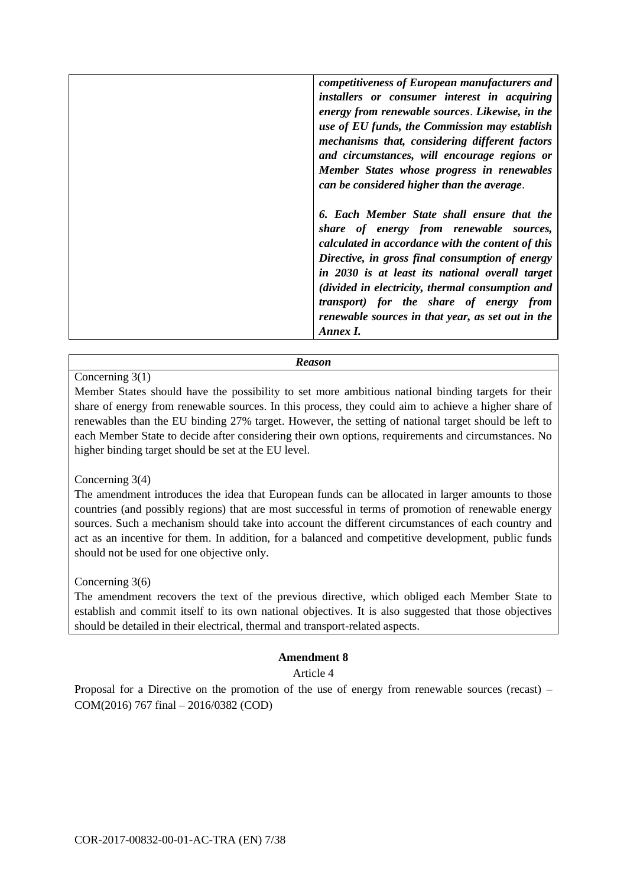| | |
|---|---|
| | ***competitiveness of European manufacturers and installers or consumer interest in acquiring energy from renewable sources*. *Likewise, in the use of EU funds, the Commission may establish mechanisms that, considering different factors and circumstances, will encourage regions or Member States whose progress in renewables can be considered higher than the average*.**<br><br>***6. Each Member State shall ensure that the share of energy from renewable sources, calculated in accordance with the content of this Directive, in gross final consumption of energy in 2030 is at least its national overall target (divided in electricity, thermal consumption and transport) for the share of energy from renewable sources in that year, as set out in the Annex I.*** |

| ***Reason*** |
|---|
| Concerning 3(1)<br>Member States should have the possibility to set more ambitious national binding targets for their share of energy from renewable sources. In this process, they could aim to achieve a higher share of renewables than the EU binding 27% target. However, the setting of national target should be left to each Member State to decide after considering their own options, requirements and circumstances. No higher binding target should be set at the EU level.<br><br>Concerning 3(4)<br>The amendment introduces the idea that European funds can be allocated in larger amounts to those countries (and possibly regions) that are most successful in terms of promotion of renewable energy sources. Such a mechanism should take into account the different circumstances of each country and act as an incentive for them. In addition, for a balanced and competitive development, public funds should not be used for one objective only.<br><br>Concerning 3(6)<br>The amendment recovers the text of the previous directive, which obliged each Member State to establish and commit itself to its own national objectives. It is also suggested that those objectives should be detailed in their electrical, thermal and transport-related aspects. |

**Amendment 8**

Article 4

Proposal for a Directive on the promotion of the use of energy from renewable sources (recast) – COM(2016) 767 final – 2016/0382 (COD)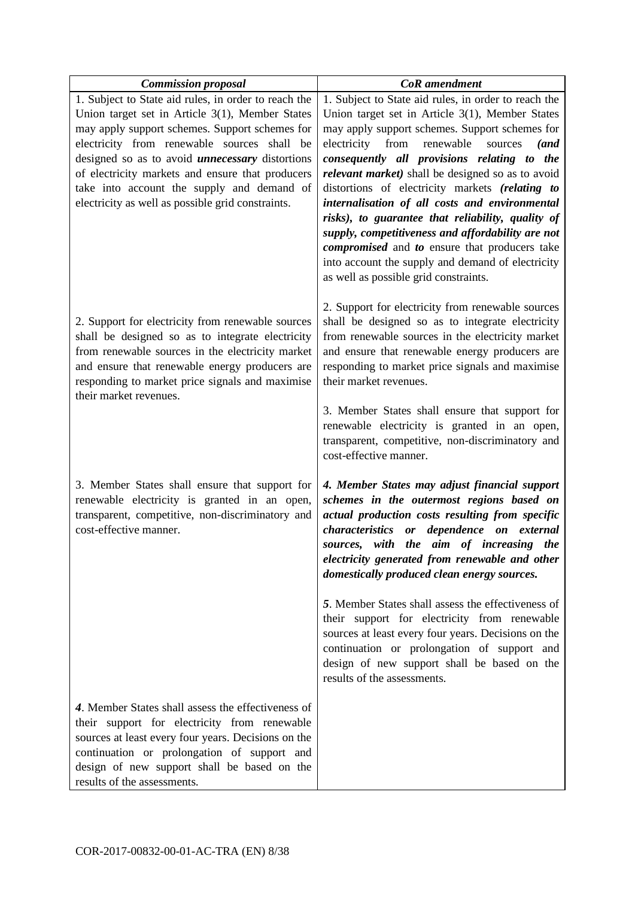| *Commission proposal* | *CoR amendment* |
|---|---|
| 1. Subject to State aid rules, in order to reach the Union target set in Article 3(1), Member States may apply support schemes. Support schemes for electricity from renewable sources shall be designed so as to avoid ***unnecessary*** distortions of electricity markets and ensure that producers take into account the supply and demand of electricity as well as possible grid constraints. | 1. Subject to State aid rules, in order to reach the Union target set in Article 3(1), Member States may apply support schemes. Support schemes for electricity from renewable sources ***(and consequently all provisions relating to the relevant market)*** shall be designed so as to avoid distortions of electricity markets ***(relating to internalisation of all costs and environmental risks), to guarantee that reliability, quality of supply, competitiveness and affordability are not compromised*** and ***to*** ensure that producers take into account the supply and demand of electricity as well as possible grid constraints. |
| 2. Support for electricity from renewable sources shall be designed so as to integrate electricity from renewable sources in the electricity market and ensure that renewable energy producers are responding to market price signals and maximise their market revenues. | 2. Support for electricity from renewable sources shall be designed so as to integrate electricity from renewable sources in the electricity market and ensure that renewable energy producers are responding to market price signals and maximise their market revenues. |
| 3. Member States shall ensure that support for renewable electricity is granted in an open, transparent, competitive, non-discriminatory and cost-effective manner. | 3. Member States shall ensure that support for renewable electricity is granted in an open, transparent, competitive, non-discriminatory and cost-effective manner. |
| | ***4. Member States may adjust financial support schemes in the outermost regions based on actual production costs resulting from specific characteristics or dependence on external sources, with the aim of increasing the electricity generated from renewable and other domestically produced clean energy sources.*** |
| ***4***. Member States shall assess the effectiveness of their support for electricity from renewable sources at least every four years. Decisions on the continuation or prolongation of support and design of new support shall be based on the results of the assessments. | ***5***. Member States shall assess the effectiveness of their support for electricity from renewable sources at least every four years. Decisions on the continuation or prolongation of support and design of new support shall be based on the results of the assessments. |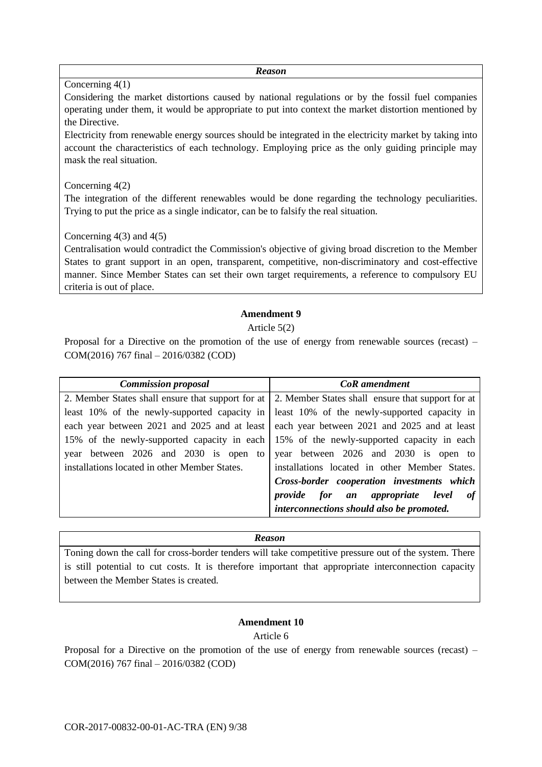| *Reason* |
|---|
| Concerning 4(1)<br>Considering the market distortions caused by national regulations or by the fossil fuel companies operating under them, it would be appropriate to put into context the market distortion mentioned by the Directive.<br>Electricity from renewable energy sources should be integrated in the electricity market by taking into account the characteristics of each technology. Employing price as the only guiding principle may mask the real situation.<br><br>Concerning 4(2)<br>The integration of the different renewables would be done regarding the technology peculiarities. Trying to put the price as a single indicator, can be to falsify the real situation.<br><br>Concerning 4(3) and 4(5)<br>Centralisation would contradict the Commission's objective of giving broad discretion to the Member States to grant support in an open, transparent, competitive, non-discriminatory and cost-effective manner. Since Member States can set their own target requirements, a reference to compulsory EU criteria is out of place. |

**Amendment 9**

Article 5(2)

Proposal for a Directive on the promotion of the use of energy from renewable sources (recast) – COM(2016) 767 final – 2016/0382 (COD)

| *Commission proposal* | *CoR amendment* |
|---|---|
| 2. Member States shall ensure that support for at least 10% of the newly-supported capacity in each year between 2021 and 2025 and at least 15% of the newly-supported capacity in each year between 2026 and 2030 is open to installations located in other Member States. | 2. Member States shall ensure that support for at least 10% of the newly-supported capacity in each year between 2021 and 2025 and at least 15% of the newly-supported capacity in each year between 2026 and 2030 is open to installations located in other Member States. ***Cross-border cooperation investments which provide for an appropriate level of interconnections should also be promoted.*** |

| *Reason* |
|---|
| Toning down the call for cross-border tenders will take competitive pressure out of the system. There is still potential to cut costs. It is therefore important that appropriate interconnection capacity between the Member States is created. |

**Amendment 10**

Article 6

Proposal for a Directive on the promotion of the use of energy from renewable sources (recast) – COM(2016) 767 final – 2016/0382 (COD)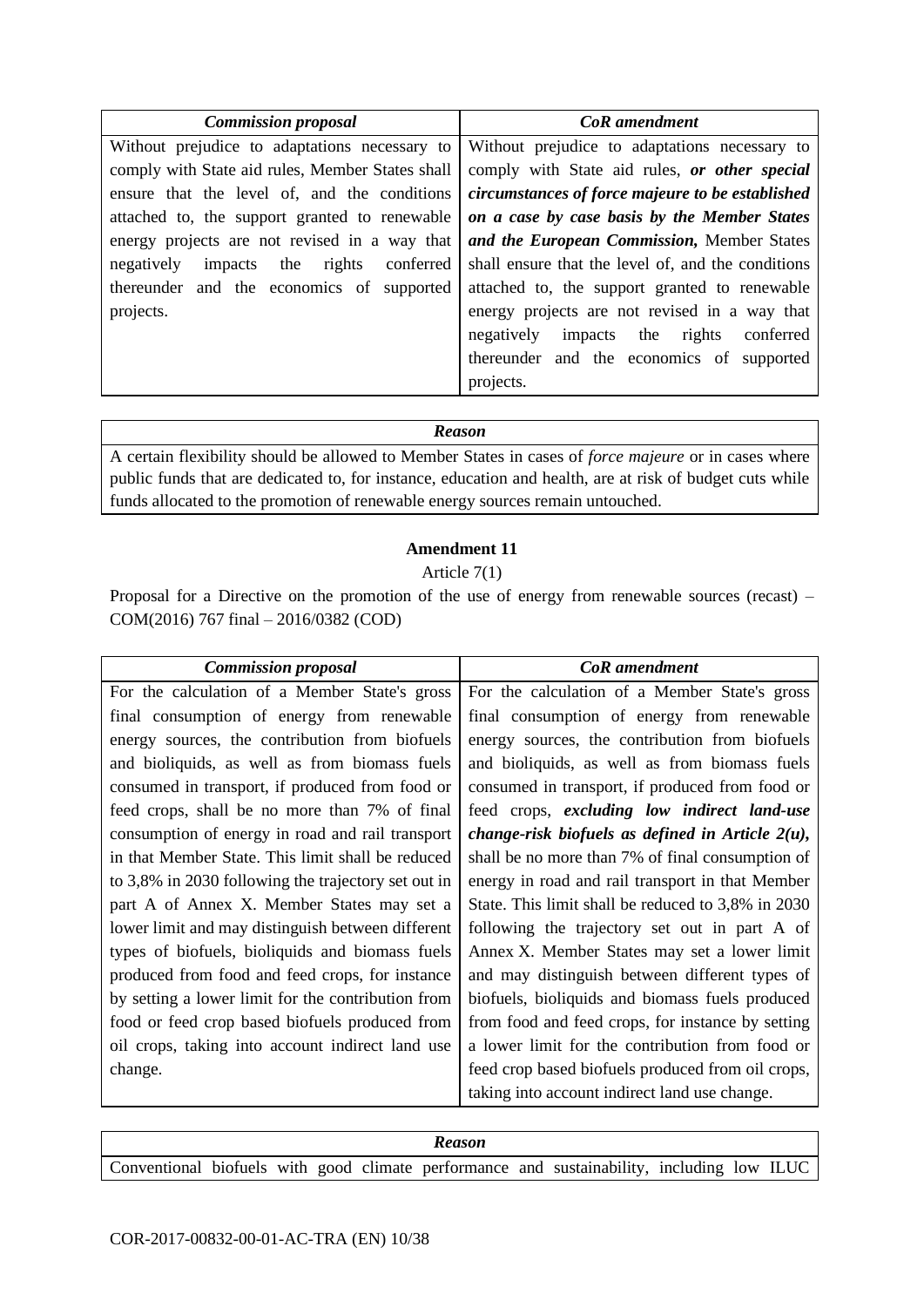| *Commission proposal* | *CoR amendment* |
|---|---|
| Without prejudice to adaptations necessary to comply with State aid rules, Member States shall ensure that the level of, and the conditions attached to, the support granted to renewable energy projects are not revised in a way that negatively impacts the rights conferred thereunder and the economics of supported projects. | Without prejudice to adaptations necessary to comply with State aid rules, ***or other special circumstances of force majeure to be established on a case by case basis by the Member States and the European Commission,*** Member States shall ensure that the level of, and the conditions attached to, the support granted to renewable energy projects are not revised in a way that negatively impacts the rights conferred thereunder and the economics of supported projects. |

| *Reason* |
|---|
| A certain flexibility should be allowed to Member States in cases of *force majeure* or in cases where public funds that are dedicated to, for instance, education and health, are at risk of budget cuts while funds allocated to the promotion of renewable energy sources remain untouched. |

**Amendment 11**

Article 7(1)

Proposal for a Directive on the promotion of the use of energy from renewable sources (recast) – COM(2016) 767 final – 2016/0382 (COD)

| *Commission proposal* | *CoR amendment* |
|---|---|
| For the calculation of a Member State's gross final consumption of energy from renewable energy sources, the contribution from biofuels and bioliquids, as well as from biomass fuels consumed in transport, if produced from food or feed crops, shall be no more than 7% of final consumption of energy in road and rail transport in that Member State. This limit shall be reduced to 3,8% in 2030 following the trajectory set out in part A of Annex X. Member States may set a lower limit and may distinguish between different types of biofuels, bioliquids and biomass fuels produced from food and feed crops, for instance by setting a lower limit for the contribution from food or feed crop based biofuels produced from oil crops, taking into account indirect land use change. | For the calculation of a Member State's gross final consumption of energy from renewable energy sources, the contribution from biofuels and bioliquids, as well as from biomass fuels consumed in transport, if produced from food or feed crops, ***excluding low indirect land-use change-risk biofuels as defined in Article 2(u),*** shall be no more than 7% of final consumption of energy in road and rail transport in that Member State. This limit shall be reduced to 3,8% in 2030 following the trajectory set out in part A of Annex X. Member States may set a lower limit and may distinguish between different types of biofuels, bioliquids and biomass fuels produced from food and feed crops, for instance by setting a lower limit for the contribution from food or feed crop based biofuels produced from oil crops, taking into account indirect land use change. |

| *Reason* |
|---|
| Conventional biofuels with good climate performance and sustainability, including low ILUC |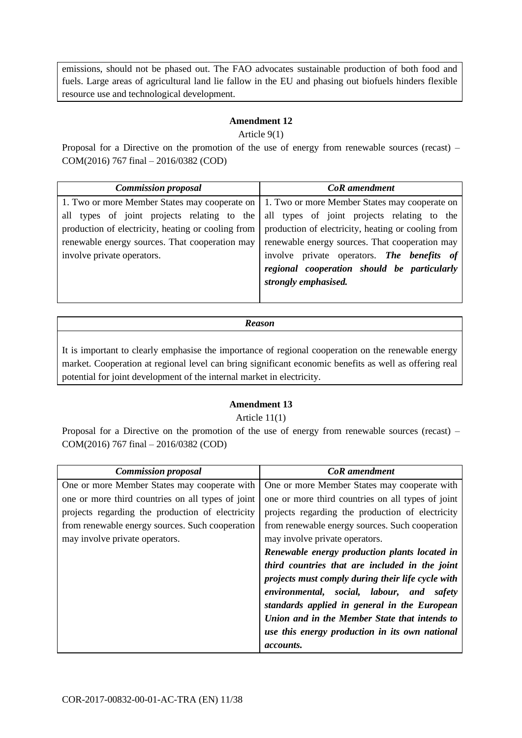emissions, should not be phased out. The FAO advocates sustainable production of both food and fuels. Large areas of agricultural land lie fallow in the EU and phasing out biofuels hinders flexible resource use and technological development.

**Amendment 12**

Article 9(1)

Proposal for a Directive on the promotion of the use of energy from renewable sources (recast) – COM(2016) 767 final – 2016/0382 (COD)

| *Commission proposal* | *CoR amendment* |
|---|---|
| 1. Two or more Member States may cooperate on all types of joint projects relating to the production of electricity, heating or cooling from renewable energy sources. That cooperation may involve private operators. | 1. Two or more Member States may cooperate on all types of joint projects relating to the production of electricity, heating or cooling from renewable energy sources. That cooperation may involve private operators. ***The benefits of regional cooperation should be particularly strongly emphasised.*** |

| *Reason* |
|---|
| It is important to clearly emphasise the importance of regional cooperation on the renewable energy market. Cooperation at regional level can bring significant economic benefits as well as offering real potential for joint development of the internal market in electricity. |

**Amendment 13**

Article 11(1)

Proposal for a Directive on the promotion of the use of energy from renewable sources (recast) – COM(2016) 767 final – 2016/0382 (COD)

| *Commission proposal* | *CoR amendment* |
|---|---|
| One or more Member States may cooperate with one or more third countries on all types of joint projects regarding the production of electricity from renewable energy sources. Such cooperation may involve private operators. | One or more Member States may cooperate with one or more third countries on all types of joint projects regarding the production of electricity from renewable energy sources. Such cooperation may involve private operators. ***Renewable energy production plants located in third countries that are included in the joint projects must comply during their life cycle with environmental, social, labour, and safety standards applied in general in the European Union and in the Member State that intends to use this energy production in its own national accounts.*** |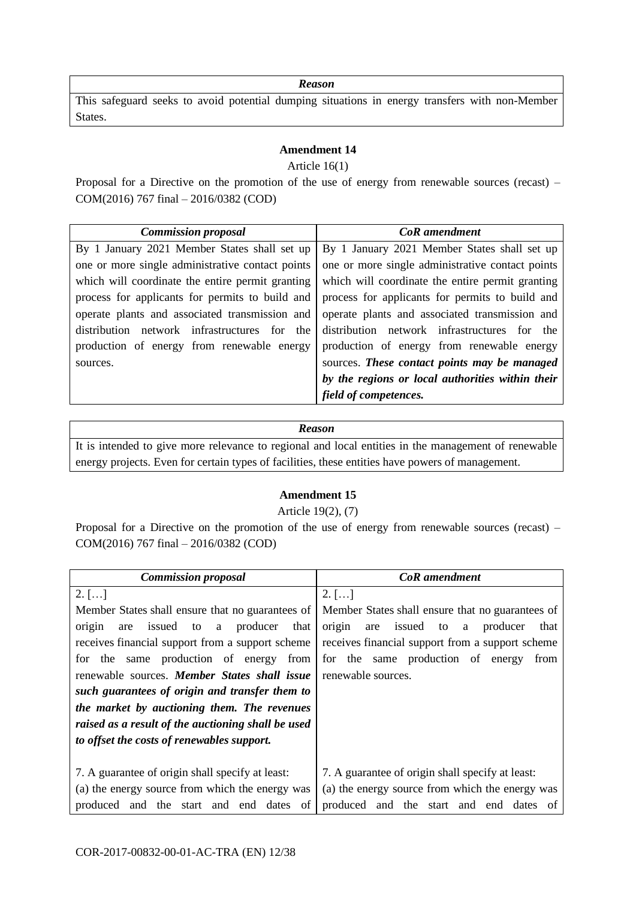| *Reason* |
|---|
| This safeguard seeks to avoid potential dumping situations in energy transfers with non-Member States. |

**Amendment 14**

Article 16(1)

Proposal for a Directive on the promotion of the use of energy from renewable sources (recast) – COM(2016) 767 final – 2016/0382 (COD)

| *Commission proposal* | *CoR amendment* |
|---|---|
| By 1 January 2021 Member States shall set up one or more single administrative contact points which will coordinate the entire permit granting process for applicants for permits to build and operate plants and associated transmission and distribution network infrastructures for the production of energy from renewable energy sources. | By 1 January 2021 Member States shall set up one or more single administrative contact points which will coordinate the entire permit granting process for applicants for permits to build and operate plants and associated transmission and distribution network infrastructures for the production of energy from renewable energy sources. ***These contact points may be managed by the regions or local authorities within their field of competences.*** |

| *Reason* |
|---|
| It is intended to give more relevance to regional and local entities in the management of renewable energy projects. Even for certain types of facilities, these entities have powers of management. |

**Amendment 15**

Article 19(2), (7)

Proposal for a Directive on the promotion of the use of energy from renewable sources (recast) – COM(2016) 767 final – 2016/0382 (COD)

| *Commission proposal* | *CoR amendment* |
|---|---|
| 2. […]<br>Member States shall ensure that no guarantees of origin are issued to a producer that receives financial support from a support scheme for the same production of energy from renewable sources. ***Member States shall issue such guarantees of origin and transfer them to the market by auctioning them. The revenues raised as a result of the auctioning shall be used to offset the costs of renewables support.*** | 2. […]<br>Member States shall ensure that no guarantees of origin are issued to a producer that receives financial support from a support scheme for the same production of energy from renewable sources. |
| 7. A guarantee of origin shall specify at least:<br>(a) the energy source from which the energy was produced and the start and end dates of | 7. A guarantee of origin shall specify at least:<br>(a) the energy source from which the energy was produced and the start and end dates of |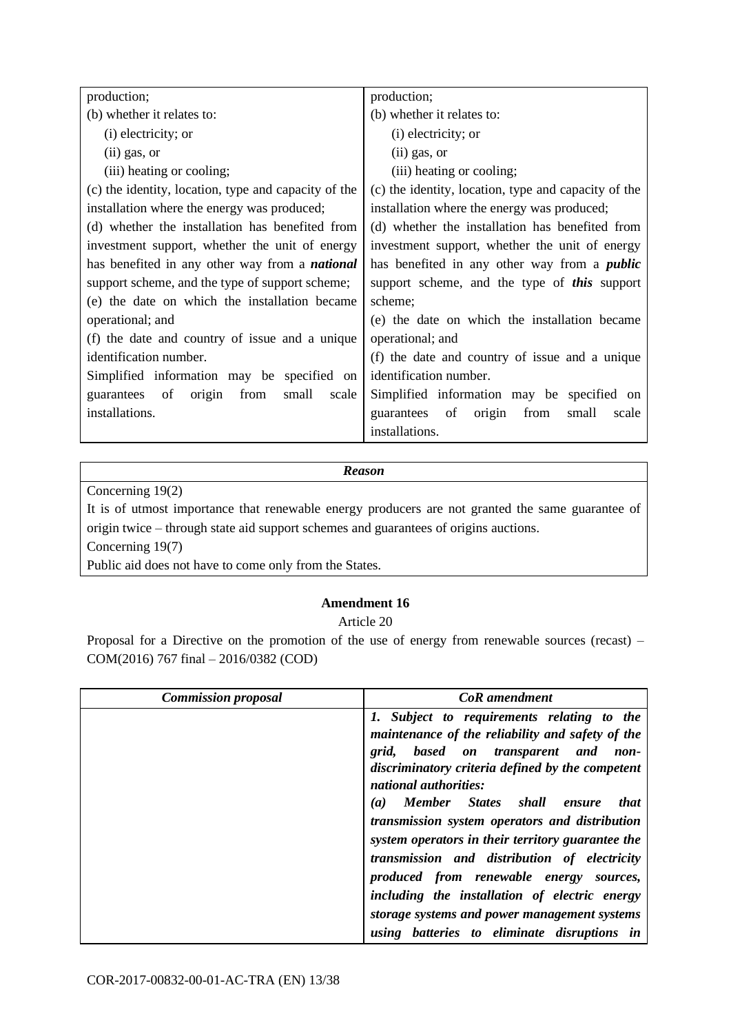| | |
|---|---|
| production;<br>(b) whether it relates to:<br>(i) electricity; or<br>(ii) gas, or<br>(iii) heating or cooling;<br>(c) the identity, location, type and capacity of the installation where the energy was produced;<br>(d) whether the installation has benefited from investment support, whether the unit of energy has benefited in any other way from a ***national*** support scheme, and the type of support scheme;<br>(e) the date on which the installation became operational; and<br>(f) the date and country of issue and a unique identification number.<br>Simplified information may be specified on guarantees of origin from small scale installations. | production;<br>(b) whether it relates to:<br>(i) electricity; or<br>(ii) gas, or<br>(iii) heating or cooling;<br>(c) the identity, location, type and capacity of the installation where the energy was produced;<br>(d) whether the installation has benefited from investment support, whether the unit of energy has benefited in any other way from a ***public*** support scheme, and the type of ***this*** support scheme;<br>(e) the date on which the installation became operational; and<br>(f) the date and country of issue and a unique identification number.<br>Simplified information may be specified on guarantees of origin from small scale installations. |

| ***Reason*** |
|---|
| Concerning 19(2)<br>It is of utmost importance that renewable energy producers are not granted the same guarantee of origin twice – through state aid support schemes and guarantees of origins auctions.<br>Concerning 19(7)<br>Public aid does not have to come only from the States. |

**Amendment 16**

Article 20

Proposal for a Directive on the promotion of the use of energy from renewable sources (recast) – COM(2016) 767 final – 2016/0382 (COD)

| ***Commission proposal*** | ***CoR amendment*** |
|---|---|
| | ***1. Subject to requirements relating to the maintenance of the reliability and safety of the grid, based on transparent and non-discriminatory criteria defined by the competent national authorities:***<br>***(a) Member States shall ensure that transmission system operators and distribution system operators in their territory guarantee the transmission and distribution of electricity produced from renewable energy sources, including the installation of electric energy storage systems and power management systems using batteries to eliminate disruptions in*** |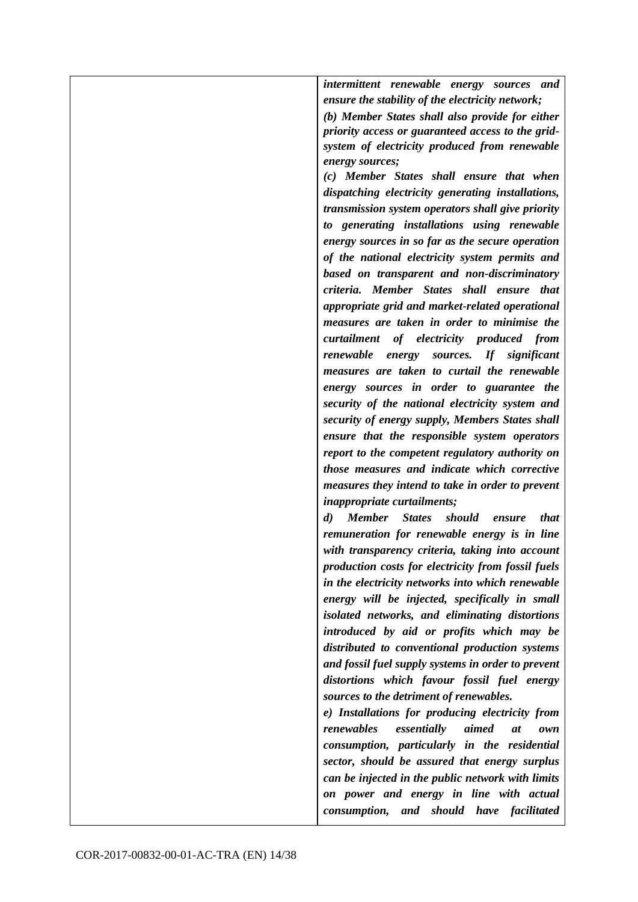| | |
|---|---|
| | ***intermittent renewable energy sources and ensure the stability of the electricity network;*** ***(b) Member States shall also provide for either priority access or guaranteed access to the grid-system of electricity produced from renewable energy sources;*** ***(c) Member States shall ensure that when dispatching electricity generating installations, transmission system operators shall give priority to generating installations using renewable energy sources in so far as the secure operation of the national electricity system permits and based on transparent and non-discriminatory criteria. Member States shall ensure that appropriate grid and market-related operational measures are taken in order to minimise the curtailment of electricity produced from renewable energy sources. If significant measures are taken to curtail the renewable energy sources in order to guarantee the security of the national electricity system and security of energy supply, Members States shall ensure that the responsible system operators report to the competent regulatory authority on those measures and indicate which corrective measures they intend to take in order to prevent inappropriate curtailments;*** ***d) Member States should ensure that remuneration for renewable energy is in line with transparency criteria, taking into account production costs for electricity from fossil fuels in the electricity networks into which renewable energy will be injected, specifically in small isolated networks, and eliminating distortions introduced by aid or profits which may be distributed to conventional production systems and fossil fuel supply systems in order to prevent distortions which favour fossil fuel energy sources to the detriment of renewables.*** ***e) Installations for producing electricity from renewables essentially aimed at own consumption, particularly in the residential sector, should be assured that energy surplus can be injected in the public network with limits on power and energy in line with actual consumption, and should have facilitated*** |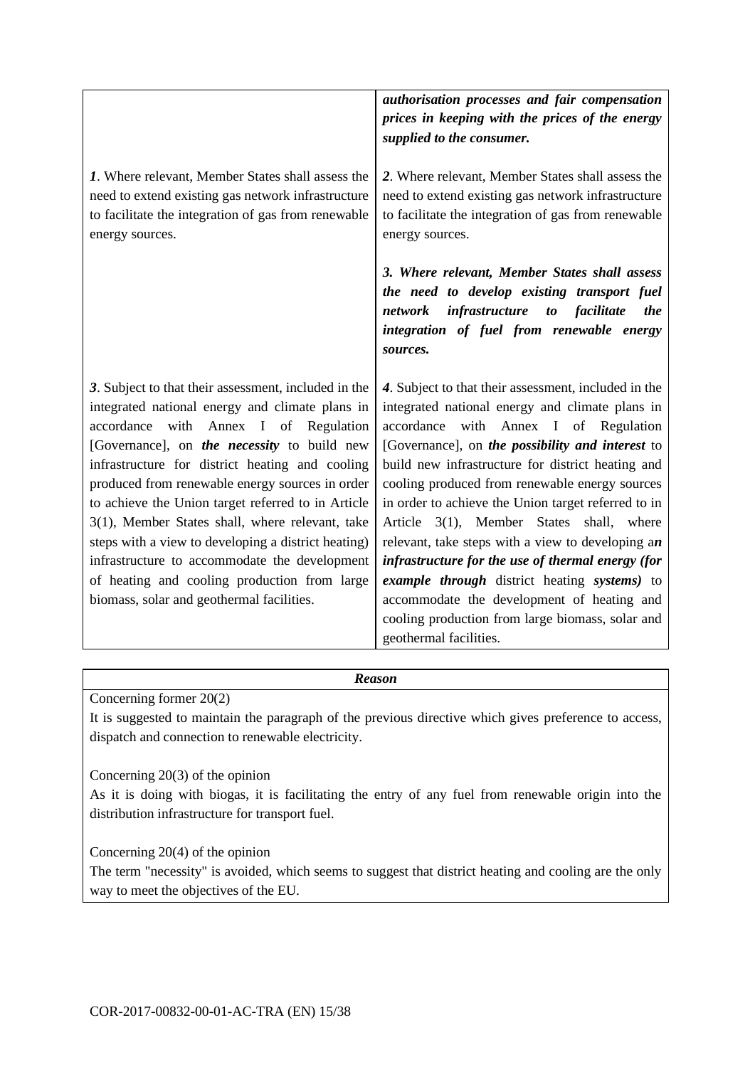| | |
|---|---|
| | ***authorisation processes and fair compensation prices in keeping with the prices of the energy supplied to the consumer.*** |
| ***1***. Where relevant, Member States shall assess the need to extend existing gas network infrastructure to facilitate the integration of gas from renewable energy sources. | ***2***. Where relevant, Member States shall assess the need to extend existing gas network infrastructure to facilitate the integration of gas from renewable energy sources. |
| | ***3. Where relevant, Member States shall assess the need to develop existing transport fuel network infrastructure to facilitate the integration of fuel from renewable energy sources.*** |
| ***3***. Subject to that their assessment, included in the integrated national energy and climate plans in accordance with Annex I of Regulation [Governance], on ***the necessity*** to build new infrastructure for district heating and cooling produced from renewable energy sources in order to achieve the Union target referred to in Article 3(1), Member States shall, where relevant, take steps with a view to developing a district heating) infrastructure to accommodate the development of heating and cooling production from large biomass, solar and geothermal facilities. | ***4***. Subject to that their assessment, included in the integrated national energy and climate plans in accordance with Annex I of Regulation [Governance], on ***the possibility and interest*** to build new infrastructure for district heating and cooling produced from renewable energy sources in order to achieve the Union target referred to in Article 3(1), Member States shall, where relevant, take steps with a view to developing a***n infrastructure for the use of thermal energy (for example through*** district heating ***systems)*** to accommodate the development of heating and cooling production from large biomass, solar and geothermal facilities. |

| ***Reason*** |
|---|
| Concerning former 20(2)<br>It is suggested to maintain the paragraph of the previous directive which gives preference to access, dispatch and connection to renewable electricity.<br><br>Concerning 20(3) of the opinion<br>As it is doing with biogas, it is facilitating the entry of any fuel from renewable origin into the distribution infrastructure for transport fuel.<br><br>Concerning 20(4) of the opinion<br>The term "necessity" is avoided, which seems to suggest that district heating and cooling are the only way to meet the objectives of the EU. |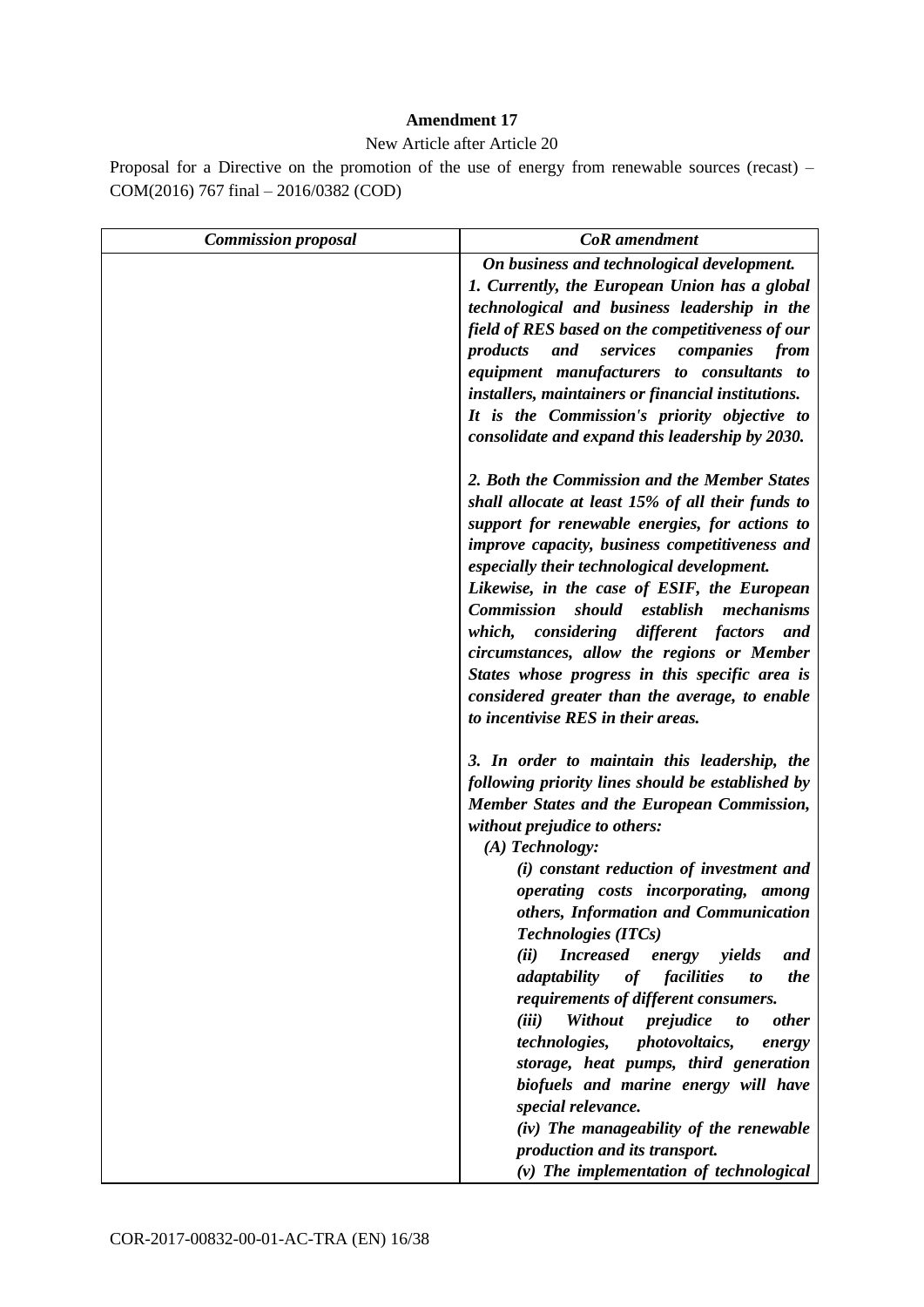**Amendment 17**

New Article after Article 20

Proposal for a Directive on the promotion of the use of energy from renewable sources (recast) – COM(2016) 767 final – 2016/0382 (COD)

| *Commission proposal* | *CoR amendment* |
|---|---|
| | ***On business and technological development.*** ***1. Currently, the European Union has a global technological and business leadership in the field of RES based on the competitiveness of our products and services companies from equipment manufacturers to consultants to installers, maintainers or financial institutions. It is the Commission's priority objective to consolidate and expand this leadership by 2030.*** <br><br> ***2. Both the Commission and the Member States shall allocate at least 15% of all their funds to support for renewable energies, for actions to improve capacity, business competitiveness and especially their technological development. Likewise, in the case of ESIF, the European Commission should establish mechanisms which, considering different factors and circumstances, allow the regions or Member States whose progress in this specific area is considered greater than the average, to enable to incentivise RES in their areas.*** <br><br> ***3. In order to maintain this leadership, the following priority lines should be established by Member States and the European Commission, without prejudice to others:*** <br> ***(A) Technology:*** <br> ***(i) constant reduction of investment and operating costs incorporating, among others, Information and Communication Technologies (ITCs)*** <br> ***(ii) Increased energy yields and adaptability of facilities to the requirements of different consumers.*** <br> ***(iii) Without prejudice to other technologies, photovoltaics, energy storage, heat pumps, third generation biofuels and marine energy will have special relevance.*** <br> ***(iv) The manageability of the renewable production and its transport.*** <br> ***(v) The implementation of technological*** |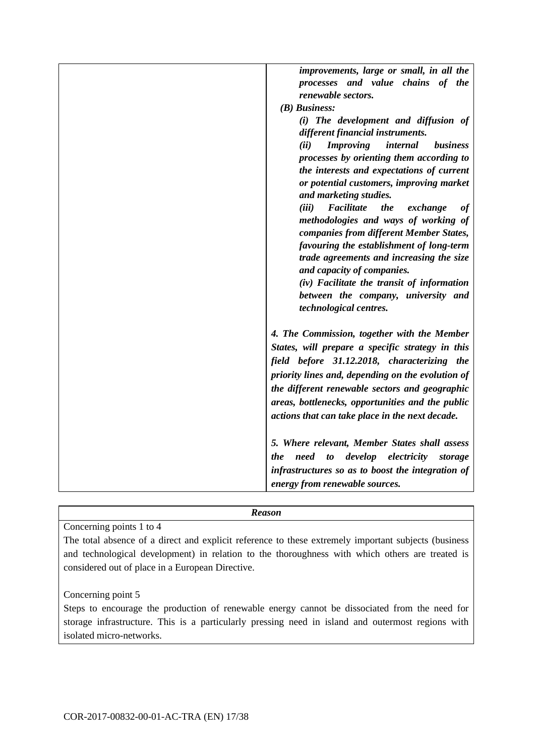| | |
|---|---|
| | ***improvements, large or small, in all the processes and value chains of the renewable sectors.***<br>***(B) Business:***<br>***(i) The development and diffusion of different financial instruments.***<br>***(ii) Improving internal business processes by orienting them according to the interests and expectations of current or potential customers, improving market and marketing studies.***<br>***(iii) Facilitate the exchange of methodologies and ways of working of companies from different Member States, favouring the establishment of long-term trade agreements and increasing the size and capacity of companies.***<br>***(iv) Facilitate the transit of information between the company, university and technological centres.***<br><br>***4. The Commission, together with the Member States, will prepare a specific strategy in this field before 31.12.2018, characterizing the priority lines and, depending on the evolution of the different renewable sectors and geographic areas, bottlenecks, opportunities and the public actions that can take place in the next decade.***<br><br>***5. Where relevant, Member States shall assess the need to develop electricity storage infrastructures so as to boost the integration of energy from renewable sources.*** |

| ***Reason*** |
|---|
| Concerning points 1 to 4<br>The total absence of a direct and explicit reference to these extremely important subjects (business and technological development) in relation to the thoroughness with which others are treated is considered out of place in a European Directive.<br><br>Concerning point 5<br>Steps to encourage the production of renewable energy cannot be dissociated from the need for storage infrastructure. This is a particularly pressing need in island and outermost regions with isolated micro-networks. |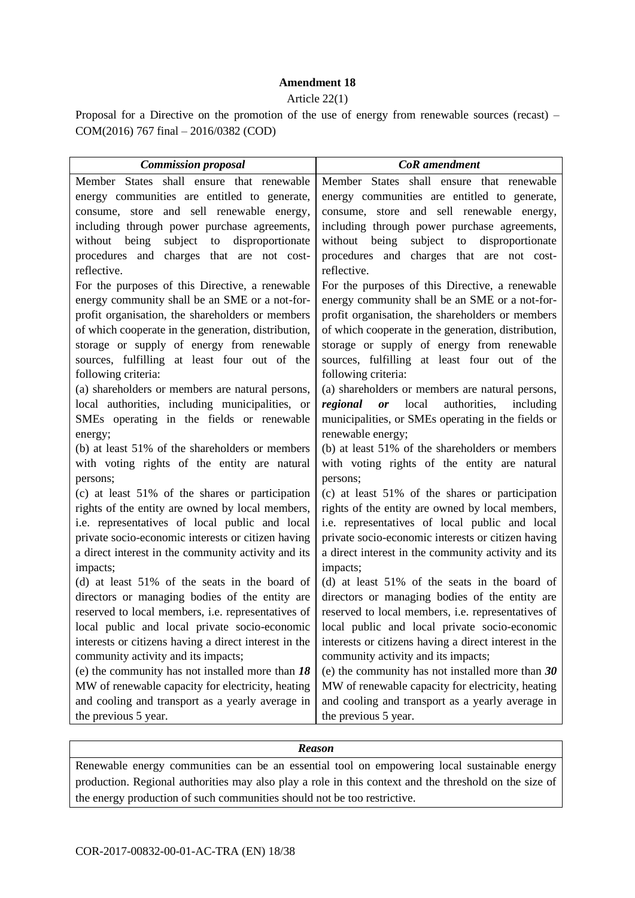**Amendment 18**

Article 22(1)

Proposal for a Directive on the promotion of the use of energy from renewable sources (recast) – COM(2016) 767 final – 2016/0382 (COD)

| ***Commission proposal*** | ***CoR amendment*** |
|---|---|
| Member States shall ensure that renewable energy communities are entitled to generate, consume, store and sell renewable energy, including through power purchase agreements, without being subject to disproportionate procedures and charges that are not cost-reflective.<br>For the purposes of this Directive, a renewable energy community shall be an SME or a not-for-profit organisation, the shareholders or members of which cooperate in the generation, distribution, storage or supply of energy from renewable sources, fulfilling at least four out of the following criteria:<br>(a) shareholders or members are natural persons, local authorities, including municipalities, or SMEs operating in the fields or renewable energy;<br>(b) at least 51% of the shareholders or members with voting rights of the entity are natural persons;<br>(c) at least 51% of the shares or participation rights of the entity are owned by local members, i.e. representatives of local public and local private socio-economic interests or citizen having a direct interest in the community activity and its impacts;<br>(d) at least 51% of the seats in the board of directors or managing bodies of the entity are reserved to local members, i.e. representatives of local public and local private socio-economic interests or citizens having a direct interest in the community activity and its impacts;<br>(e) the community has not installed more than ***18*** MW of renewable capacity for electricity, heating and cooling and transport as a yearly average in the previous 5 year. | Member States shall ensure that renewable energy communities are entitled to generate, consume, store and sell renewable energy, including through power purchase agreements, without being subject to disproportionate procedures and charges that are not cost-reflective.<br>For the purposes of this Directive, a renewable energy community shall be an SME or a not-for-profit organisation, the shareholders or members of which cooperate in the generation, distribution, storage or supply of energy from renewable sources, fulfilling at least four out of the following criteria:<br>(a) shareholders or members are natural persons, ***regional or*** local authorities, including municipalities, or SMEs operating in the fields or renewable energy;<br>(b) at least 51% of the shareholders or members with voting rights of the entity are natural persons;<br>(c) at least 51% of the shares or participation rights of the entity are owned by local members, i.e. representatives of local public and local private socio-economic interests or citizen having a direct interest in the community activity and its impacts;<br>(d) at least 51% of the seats in the board of directors or managing bodies of the entity are reserved to local members, i.e. representatives of local public and local private socio-economic interests or citizens having a direct interest in the community activity and its impacts;<br>(e) the community has not installed more than ***30*** MW of renewable capacity for electricity, heating and cooling and transport as a yearly average in the previous 5 year. |

| ***Reason*** |
|---|
| Renewable energy communities can be an essential tool on empowering local sustainable energy production. Regional authorities may also play a role in this context and the threshold on the size of the energy production of such communities should not be too restrictive. |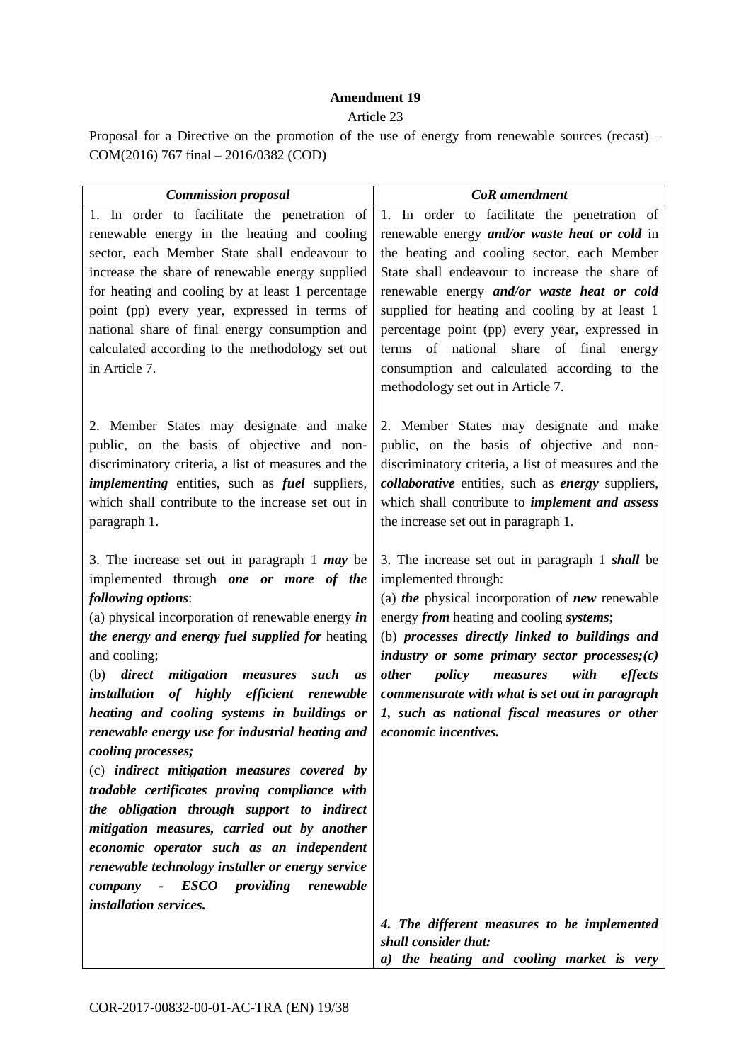**Amendment 19**

Article 23

Proposal for a Directive on the promotion of the use of energy from renewable sources (recast) – COM(2016) 767 final – 2016/0382 (COD)

| *Commission proposal* | *CoR amendment* |
|---|---|
| 1. In order to facilitate the penetration of renewable energy in the heating and cooling sector, each Member State shall endeavour to increase the share of renewable energy supplied for heating and cooling by at least 1 percentage point (pp) every year, expressed in terms of national share of final energy consumption and calculated according to the methodology set out in Article 7. | 1. In order to facilitate the penetration of renewable energy ***and/or waste heat or cold*** in the heating and cooling sector, each Member State shall endeavour to increase the share of renewable energy ***and/or waste heat or cold*** supplied for heating and cooling by at least 1 percentage point (pp) every year, expressed in terms of national share of final energy consumption and calculated according to the methodology set out in Article 7. |
| 2. Member States may designate and make public, on the basis of objective and non-discriminatory criteria, a list of measures and the ***implementing*** entities, such as ***fuel*** suppliers, which shall contribute to the increase set out in paragraph 1. | 2. Member States may designate and make public, on the basis of objective and non-discriminatory criteria, a list of measures and the ***collaborative*** entities, such as ***energy*** suppliers, which shall contribute to ***implement and assess*** the increase set out in paragraph 1. |
| 3. The increase set out in paragraph 1 ***may*** be implemented through ***one or more of the following options***:<br>(a) physical incorporation of renewable energy ***in the energy and energy fuel supplied for*** heating and cooling;<br>(b) ***direct mitigation measures such as installation of highly efficient renewable heating and cooling systems in buildings or renewable energy use for industrial heating and cooling processes;***<br>(c) ***indirect mitigation measures covered by tradable certificates proving compliance with the obligation through support to indirect mitigation measures, carried out by another economic operator such as an independent renewable technology installer or energy service company - ESCO providing renewable installation services.*** | 3. The increase set out in paragraph 1 ***shall*** be implemented through:<br>(a) ***the*** physical incorporation of ***new*** renewable energy ***from*** heating and cooling ***systems***;<br>(b) ***processes directly linked to buildings and industry or some primary sector processes;(c) other policy measures with effects commensurate with what is set out in paragraph 1, such as national fiscal measures or other economic incentives.*** |
| | ***4. The different measures to be implemented shall consider that:***<br>***a) the heating and cooling market is very*** |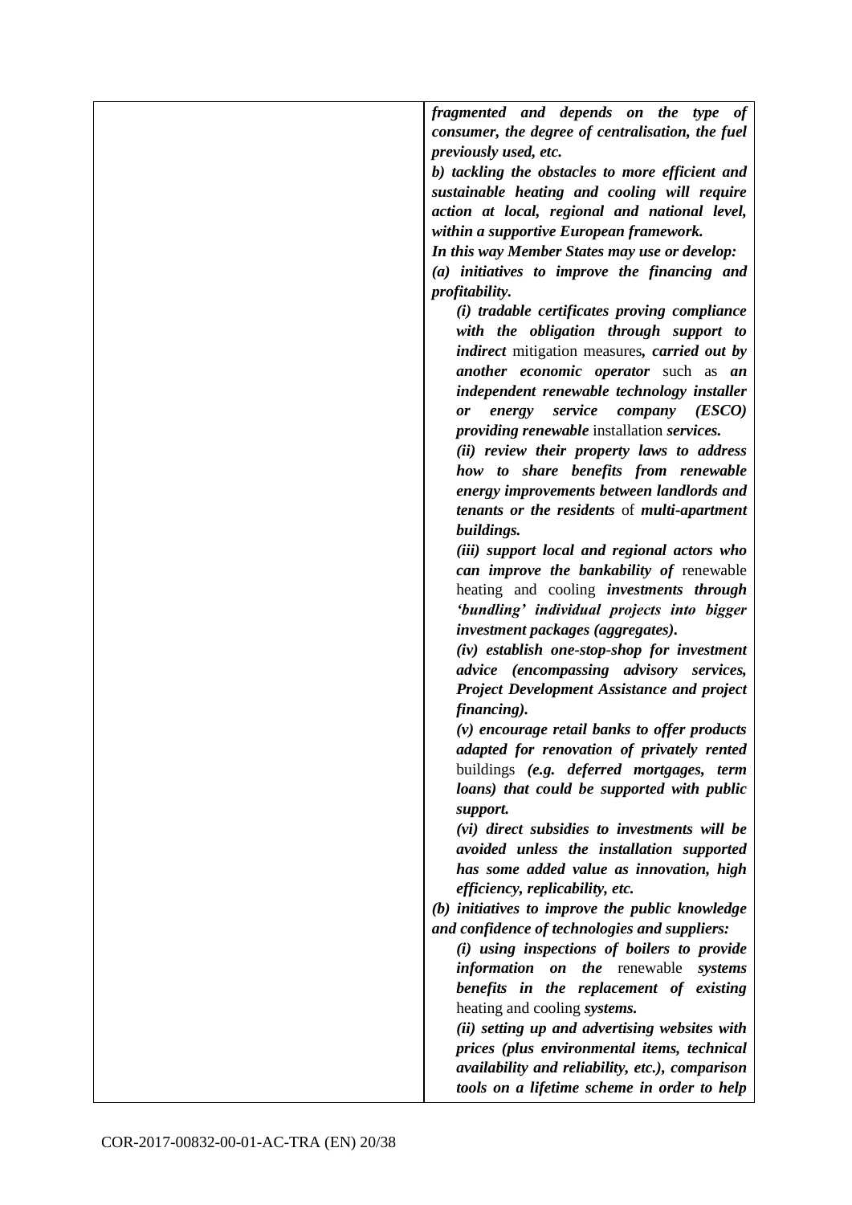| | |
|---|---|
| | ***fragmented and depends on the type of consumer, the degree of centralisation, the fuel previously used, etc.*** <br> ***b) tackling the obstacles to more efficient and sustainable heating and cooling will require action at local, regional and national level, within a supportive European framework.*** <br> ***In this way Member States may use or develop:*** <br> ***(a) initiatives to improve the financing and profitability.*** <br> ***(i) tradable certificates proving compliance with the obligation through support to indirect*** mitigation measures***, carried out by another economic operator*** such as ***an independent renewable technology installer or energy service company (ESCO) providing renewable*** installation ***services.*** <br> ***(ii) review their property laws to address how to share benefits from renewable energy improvements between landlords and tenants or the residents*** of ***multi-apartment buildings.*** <br> ***(iii) support local and regional actors who can improve the bankability of*** renewable heating and cooling ***investments through 'bundling' individual projects into bigger investment packages (aggregates).*** <br> ***(iv) establish one-stop-shop for investment advice (encompassing advisory services, Project Development Assistance and project financing).*** <br> ***(v) encourage retail banks to offer products adapted for renovation of privately rented*** buildings ***(e.g. deferred mortgages, term loans) that could be supported with public support.*** <br> ***(vi) direct subsidies to investments will be avoided unless the installation supported has some added value as innovation, high efficiency, replicability, etc.*** <br> ***(b) initiatives to improve the public knowledge and confidence of technologies and suppliers:*** <br> ***(i) using inspections of boilers to provide information on the*** renewable ***systems benefits in the replacement of existing*** heating and cooling ***systems.*** <br> ***(ii) setting up and advertising websites with prices (plus environmental items, technical availability and reliability, etc.), comparison tools on a lifetime scheme in order to help*** |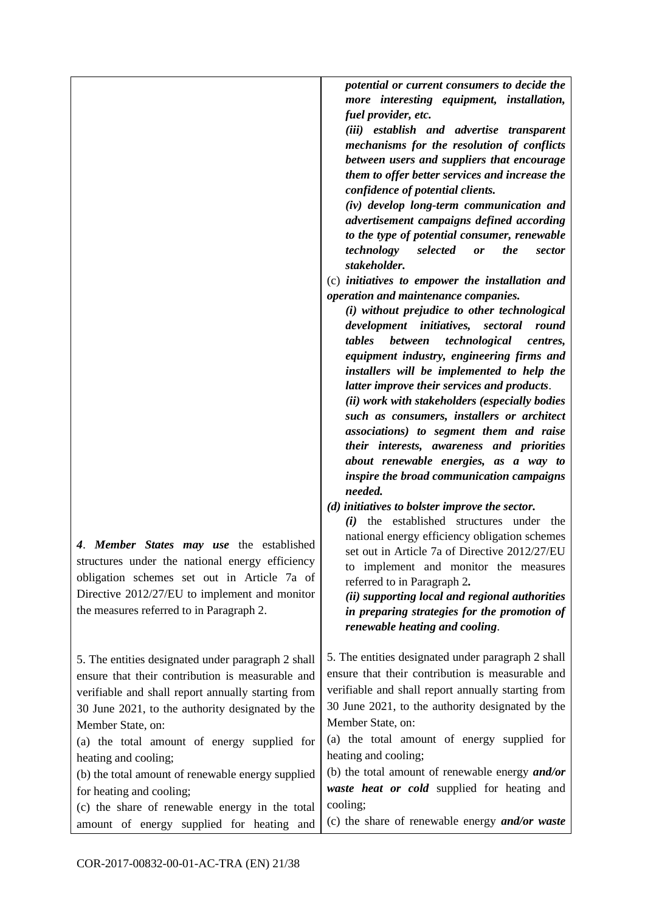| | |
|---|---|
| | ***potential or current consumers to decide the more interesting equipment, installation, fuel provider, etc.*** <br> ***(iii) establish and advertise transparent mechanisms for the resolution of conflicts between users and suppliers that encourage them to offer better services and increase the confidence of potential clients.*** <br> ***(iv) develop long-term communication and advertisement campaigns defined according to the type of potential consumer, renewable technology selected or the sector stakeholder.*** <br> (c) ***initiatives to empower the installation and operation and maintenance companies.*** <br> ***(i) without prejudice to other technological development initiatives, sectoral round tables between technological centres, equipment industry, engineering firms and installers will be implemented to help the latter improve their services and products***. <br> ***(ii) work with stakeholders (especially bodies such as consumers, installers or architect associations) to segment them and raise their interests, awareness and priorities about renewable energies, as a way to inspire the broad communication campaigns needed.*** <br> ***(d) initiatives to bolster improve the sector.*** <br> ***(i)*** the established structures under the national energy efficiency obligation schemes set out in Article 7a of Directive 2012/27/EU to implement and monitor the measures referred to in Paragraph 2***.*** <br> ***(ii) supporting local and regional authorities in preparing strategies for the promotion of renewable heating and cooling***. |
| *4*. ***Member States may use*** the established structures under the national energy efficiency obligation schemes set out in Article 7a of Directive 2012/27/EU to implement and monitor the measures referred to in Paragraph 2. | |
| 5. The entities designated under paragraph 2 shall ensure that their contribution is measurable and verifiable and shall report annually starting from 30 June 2021, to the authority designated by the Member State, on: <br> (a) the total amount of energy supplied for heating and cooling; <br> (b) the total amount of renewable energy supplied for heating and cooling; <br> (c) the share of renewable energy in the total amount of energy supplied for heating and | 5. The entities designated under paragraph 2 shall ensure that their contribution is measurable and verifiable and shall report annually starting from 30 June 2021, to the authority designated by the Member State, on: <br> (a) the total amount of energy supplied for heating and cooling; <br> (b) the total amount of renewable energy ***and/or waste heat or cold*** supplied for heating and cooling; <br> (c) the share of renewable energy ***and/or waste*** |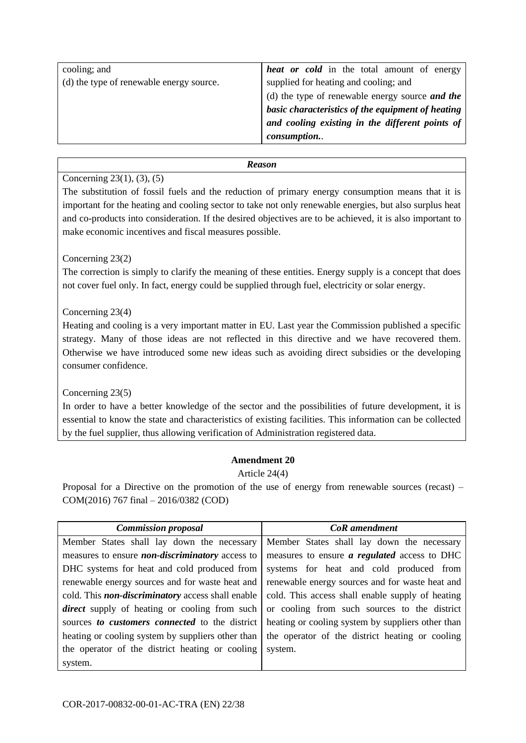| | |
|---|---|
| cooling; and<br>(d) the type of renewable energy source. | ***heat or cold*** in the total amount of energy supplied for heating and cooling; and<br>(d) the type of renewable energy source ***and the basic characteristics of the equipment of heating and cooling existing in the different points of consumption.*** . |

| ***Reason*** |
|---|
| Concerning 23(1), (3), (5)<br>The substitution of fossil fuels and the reduction of primary energy consumption means that it is important for the heating and cooling sector to take not only renewable energies, but also surplus heat and co-products into consideration. If the desired objectives are to be achieved, it is also important to make economic incentives and fiscal measures possible.<br><br>Concerning 23(2)<br>The correction is simply to clarify the meaning of these entities. Energy supply is a concept that does not cover fuel only. In fact, energy could be supplied through fuel, electricity or solar energy.<br><br>Concerning 23(4)<br>Heating and cooling is a very important matter in EU. Last year the Commission published a specific strategy. Many of those ideas are not reflected in this directive and we have recovered them. Otherwise we have introduced some new ideas such as avoiding direct subsidies or the developing consumer confidence.<br><br>Concerning 23(5)<br>In order to have a better knowledge of the sector and the possibilities of future development, it is essential to know the state and characteristics of existing facilities. This information can be collected by the fuel supplier, thus allowing verification of Administration registered data. |

**Amendment 20**

Article 24(4)

Proposal for a Directive on the promotion of the use of energy from renewable sources (recast) – COM(2016) 767 final – 2016/0382 (COD)

| ***Commission proposal*** | ***CoR amendment*** |
|---|---|
| Member States shall lay down the necessary measures to ensure ***non-discriminatory*** access to DHC systems for heat and cold produced from renewable energy sources and for waste heat and cold. This ***non-discriminatory*** access shall enable ***direct*** supply of heating or cooling from such sources ***to customers connected*** to the district heating or cooling system by suppliers other than the operator of the district heating or cooling system. | Member States shall lay down the necessary measures to ensure ***a regulated*** access to DHC systems for heat and cold produced from renewable energy sources and for waste heat and cold. This access shall enable supply of heating or cooling from such sources to the district heating or cooling system by suppliers other than the operator of the district heating or cooling system. |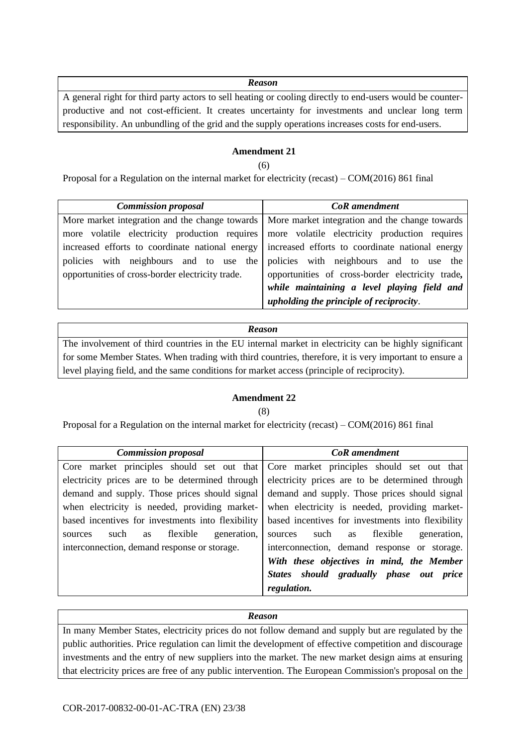| *Reason* |
| --- |
| A general right for third party actors to sell heating or cooling directly to end-users would be counter-productive and not cost-efficient. It creates uncertainty for investments and unclear long term responsibility. An unbundling of the grid and the supply operations increases costs for end-users. |

**Amendment 21**

(6)

Proposal for a Regulation on the internal market for electricity (recast) – COM(2016) 861 final

| *Commission proposal* | *CoR amendment* |
| --- | --- |
| More market integration and the change towards more volatile electricity production requires increased efforts to coordinate national energy policies with neighbours and to use the opportunities of cross-border electricity trade. | More market integration and the change towards more volatile electricity production requires increased efforts to coordinate national energy policies with neighbours and to use the opportunities of cross-border electricity trade***, while maintaining a level playing field and upholding the principle of reciprocity***. |

| *Reason* |
| --- |
| The involvement of third countries in the EU internal market in electricity can be highly significant for some Member States. When trading with third countries, therefore, it is very important to ensure a level playing field, and the same conditions for market access (principle of reciprocity). |

**Amendment 22**

(8)

Proposal for a Regulation on the internal market for electricity (recast) – COM(2016) 861 final

| *Commission proposal* | *CoR amendment* |
| --- | --- |
| Core market principles should set out that electricity prices are to be determined through demand and supply. Those prices should signal when electricity is needed, providing market-based incentives for investments into flexibility sources such as flexible generation, interconnection, demand response or storage. | Core market principles should set out that electricity prices are to be determined through demand and supply. Those prices should signal when electricity is needed, providing market-based incentives for investments into flexibility sources such as flexible generation, interconnection, demand response or storage. ***With these objectives in mind, the Member States should gradually phase out price regulation.*** |

| *Reason* |
| --- |
| In many Member States, electricity prices do not follow demand and supply but are regulated by the public authorities. Price regulation can limit the development of effective competition and discourage investments and the entry of new suppliers into the market. The new market design aims at ensuring that electricity prices are free of any public intervention. The European Commission's proposal on the |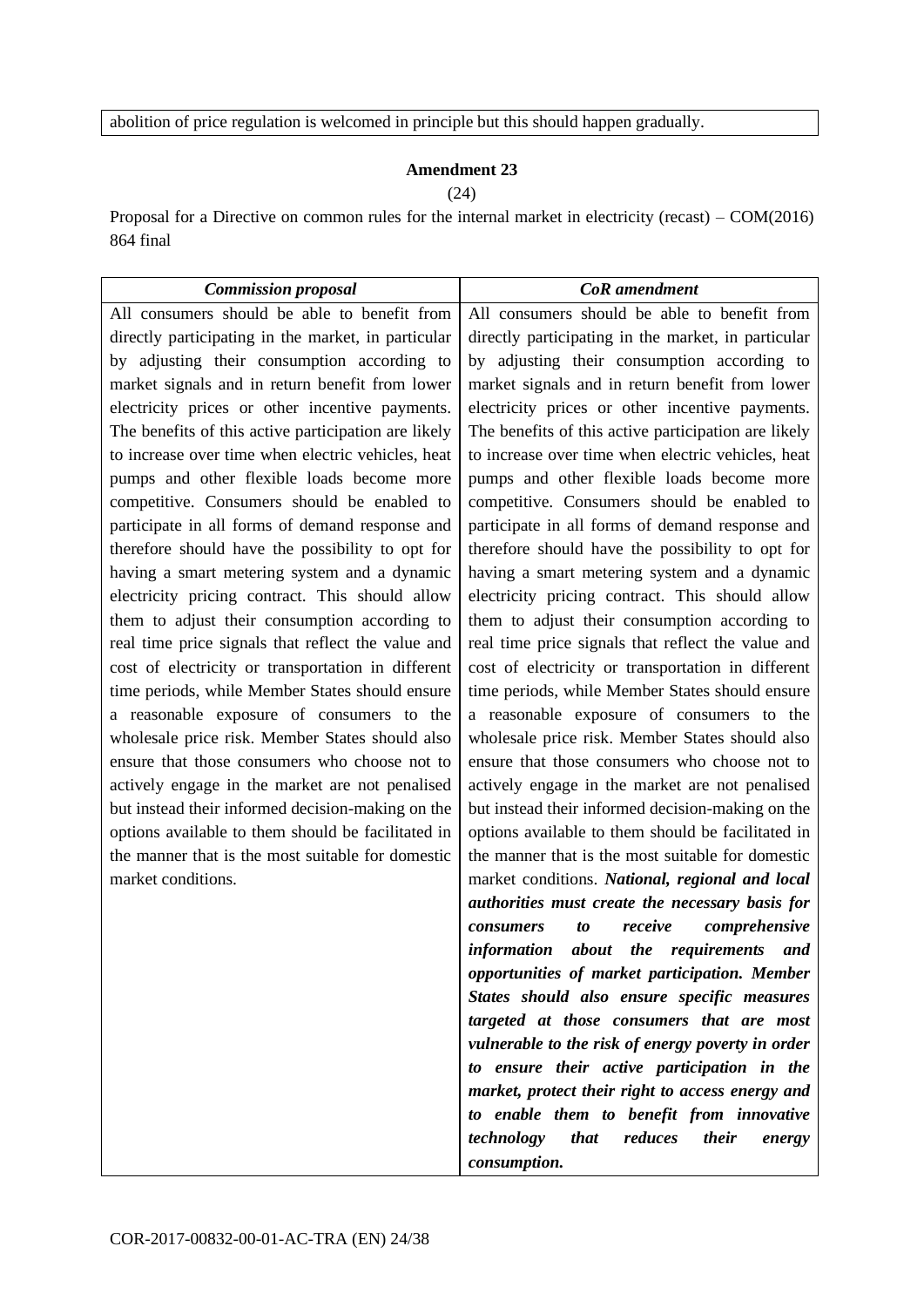abolition of price regulation is welcomed in principle but this should happen gradually.

**Amendment 23**

(24)

Proposal for a Directive on common rules for the internal market in electricity (recast) – COM(2016) 864 final

| *Commission proposal* | *CoR amendment* |
|---|---|
| All consumers should be able to benefit from directly participating in the market, in particular by adjusting their consumption according to market signals and in return benefit from lower electricity prices or other incentive payments. The benefits of this active participation are likely to increase over time when electric vehicles, heat pumps and other flexible loads become more competitive. Consumers should be enabled to participate in all forms of demand response and therefore should have the possibility to opt for having a smart metering system and a dynamic electricity pricing contract. This should allow them to adjust their consumption according to real time price signals that reflect the value and cost of electricity or transportation in different time periods, while Member States should ensure a reasonable exposure of consumers to the wholesale price risk. Member States should also ensure that those consumers who choose not to actively engage in the market are not penalised but instead their informed decision-making on the options available to them should be facilitated in the manner that is the most suitable for domestic market conditions. | All consumers should be able to benefit from directly participating in the market, in particular by adjusting their consumption according to market signals and in return benefit from lower electricity prices or other incentive payments. The benefits of this active participation are likely to increase over time when electric vehicles, heat pumps and other flexible loads become more competitive. Consumers should be enabled to participate in all forms of demand response and therefore should have the possibility to opt for having a smart metering system and a dynamic electricity pricing contract. This should allow them to adjust their consumption according to real time price signals that reflect the value and cost of electricity or transportation in different time periods, while Member States should ensure a reasonable exposure of consumers to the wholesale price risk. Member States should also ensure that those consumers who choose not to actively engage in the market are not penalised but instead their informed decision-making on the options available to them should be facilitated in the manner that is the most suitable for domestic market conditions. ***National, regional and local authorities must create the necessary basis for consumers to receive comprehensive information about the requirements and opportunities of market participation. Member States should also ensure specific measures targeted at those consumers that are most vulnerable to the risk of energy poverty in order to ensure their active participation in the market, protect their right to access energy and to enable them to benefit from innovative technology that reduces their energy consumption.*** |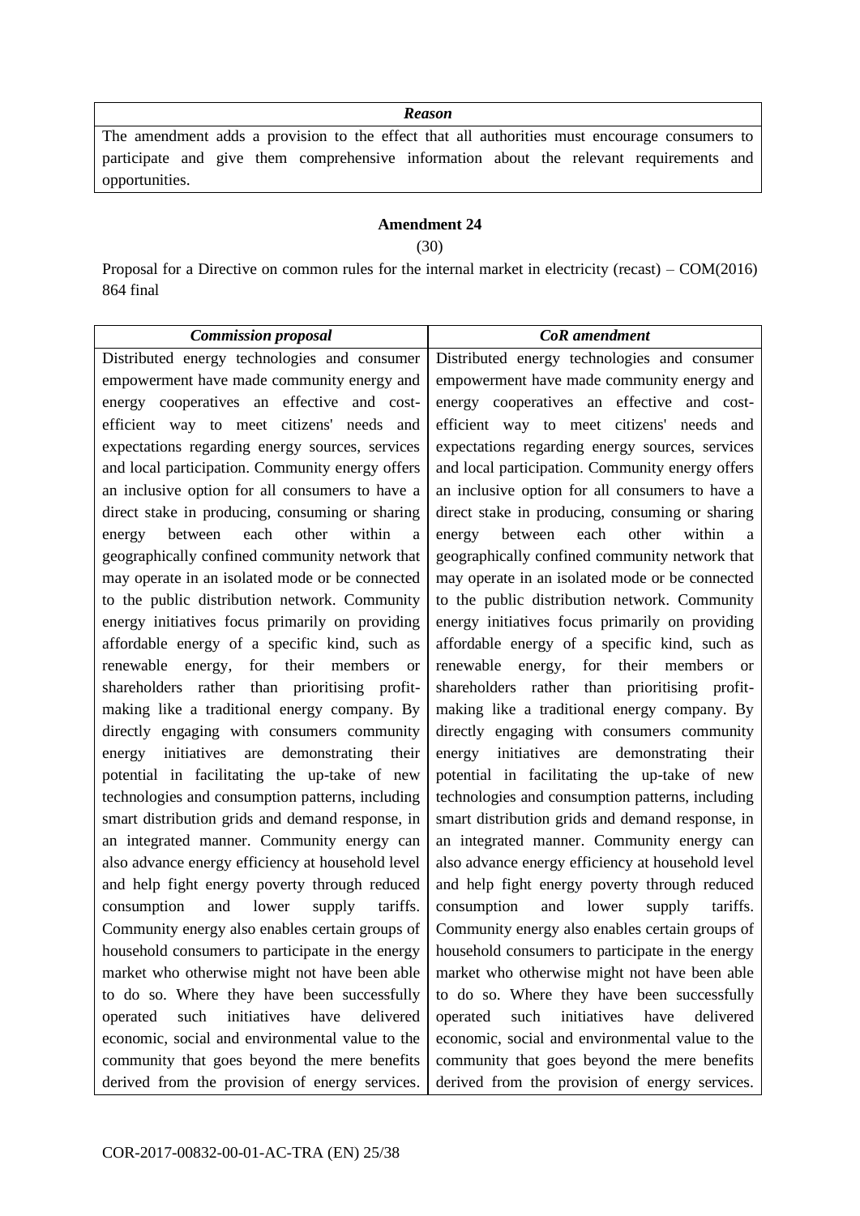| *Reason* |
| --- |
| The amendment adds a provision to the effect that all authorities must encourage consumers to participate and give them comprehensive information about the relevant requirements and opportunities. |

**Amendment 24**

(30)

Proposal for a Directive on common rules for the internal market in electricity (recast) – COM(2016) 864 final

| *Commission proposal* | *CoR amendment* |
| --- | --- |
| Distributed energy technologies and consumer empowerment have made community energy and energy cooperatives an effective and cost-efficient way to meet citizens' needs and expectations regarding energy sources, services and local participation. Community energy offers an inclusive option for all consumers to have a direct stake in producing, consuming or sharing energy between each other within a geographically confined community network that may operate in an isolated mode or be connected to the public distribution network. Community energy initiatives focus primarily on providing affordable energy of a specific kind, such as renewable energy, for their members or shareholders rather than prioritising profit-making like a traditional energy company. By directly engaging with consumers community energy initiatives are demonstrating their potential in facilitating the up-take of new technologies and consumption patterns, including smart distribution grids and demand response, in an integrated manner. Community energy can also advance energy efficiency at household level and help fight energy poverty through reduced consumption and lower supply tariffs. Community energy also enables certain groups of household consumers to participate in the energy market who otherwise might not have been able to do so. Where they have been successfully operated such initiatives have delivered economic, social and environmental value to the community that goes beyond the mere benefits derived from the provision of energy services. | Distributed energy technologies and consumer empowerment have made community energy and energy cooperatives an effective and cost-efficient way to meet citizens' needs and expectations regarding energy sources, services and local participation. Community energy offers an inclusive option for all consumers to have a direct stake in producing, consuming or sharing energy between each other within a geographically confined community network that may operate in an isolated mode or be connected to the public distribution network. Community energy initiatives focus primarily on providing affordable energy of a specific kind, such as renewable energy, for their members or shareholders rather than prioritising profit-making like a traditional energy company. By directly engaging with consumers community energy initiatives are demonstrating their potential in facilitating the up-take of new technologies and consumption patterns, including smart distribution grids and demand response, in an integrated manner. Community energy can also advance energy efficiency at household level and help fight energy poverty through reduced consumption and lower supply tariffs. Community energy also enables certain groups of household consumers to participate in the energy market who otherwise might not have been able to do so. Where they have been successfully operated such initiatives have delivered economic, social and environmental value to the community that goes beyond the mere benefits derived from the provision of energy services. |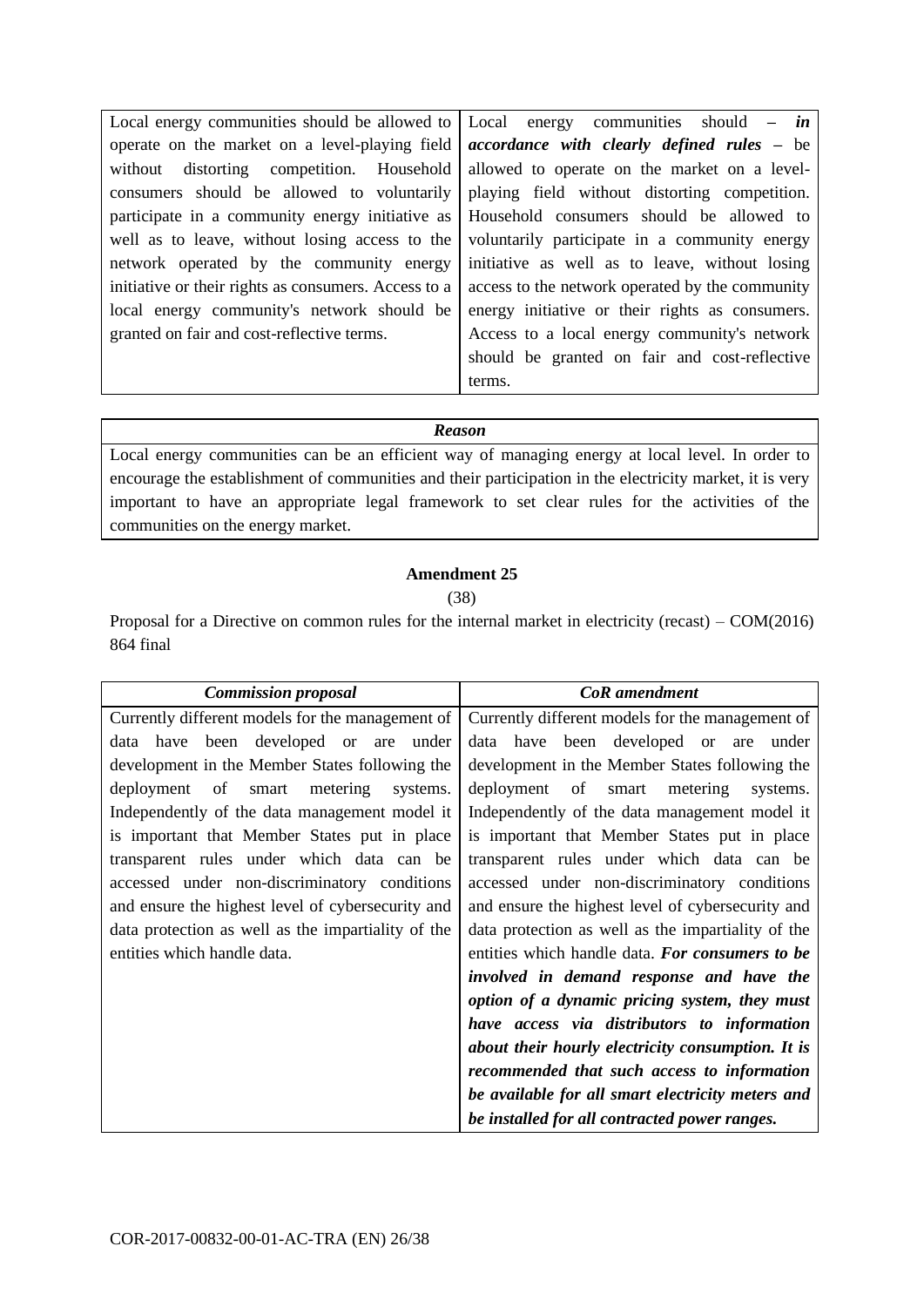| | |
|---|---|
| Local energy communities should be allowed to operate on the market on a level-playing field without distorting competition. Household consumers should be allowed to voluntarily participate in a community energy initiative as well as to leave, without losing access to the network operated by the community energy initiative or their rights as consumers. Access to a local energy community's network should be granted on fair and cost-reflective terms. | Local energy communities should – ***in accordance with clearly defined rules*** – be allowed to operate on the market on a level-playing field without distorting competition. Household consumers should be allowed to voluntarily participate in a community energy initiative as well as to leave, without losing access to the network operated by the community energy initiative or their rights as consumers. Access to a local energy community's network should be granted on fair and cost-reflective terms. |

| ***Reason*** |
|---|
| Local energy communities can be an efficient way of managing energy at local level. In order to encourage the establishment of communities and their participation in the electricity market, it is very important to have an appropriate legal framework to set clear rules for the activities of the communities on the energy market. |

**Amendment 25**

(38)

Proposal for a Directive on common rules for the internal market in electricity (recast) – COM(2016) 864 final

| ***Commission proposal*** | ***CoR amendment*** |
|---|---|
| Currently different models for the management of data have been developed or are under development in the Member States following the deployment of smart metering systems. Independently of the data management model it is important that Member States put in place transparent rules under which data can be accessed under non-discriminatory conditions and ensure the highest level of cybersecurity and data protection as well as the impartiality of the entities which handle data. | Currently different models for the management of data have been developed or are under development in the Member States following the deployment of smart metering systems. Independently of the data management model it is important that Member States put in place transparent rules under which data can be accessed under non-discriminatory conditions and ensure the highest level of cybersecurity and data protection as well as the impartiality of the entities which handle data. ***For consumers to be involved in demand response and have the option of a dynamic pricing system, they must have access via distributors to information about their hourly electricity consumption. It is recommended that such access to information be available for all smart electricity meters and be installed for all contracted power ranges.*** |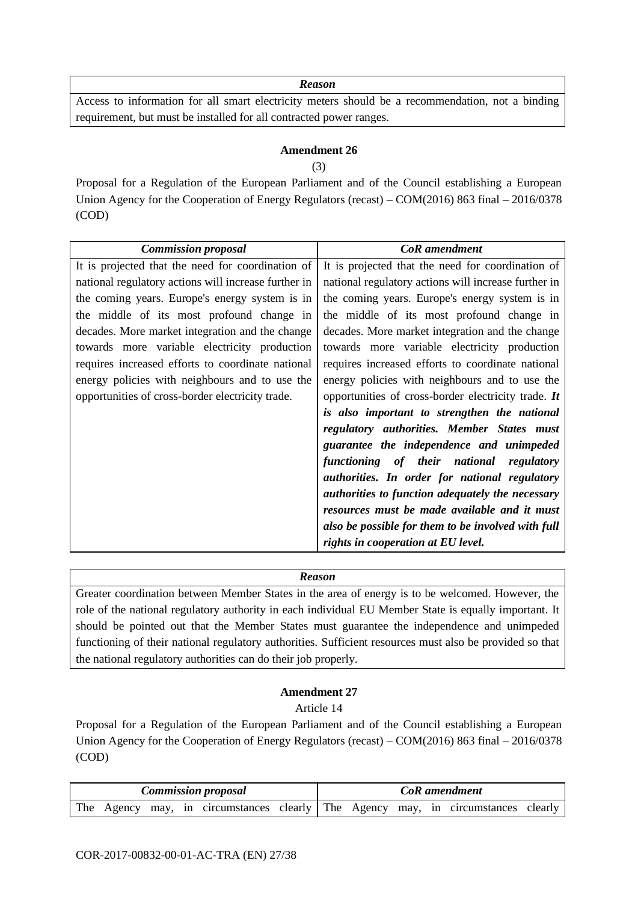| *Reason* |
| --- |
| Access to information for all smart electricity meters should be a recommendation, not a binding requirement, but must be installed for all contracted power ranges. |

**Amendment 26**

(3)

Proposal for a Regulation of the European Parliament and of the Council establishing a European Union Agency for the Cooperation of Energy Regulators (recast) – COM(2016) 863 final – 2016/0378 (COD)

| *Commission proposal* | *CoR amendment* |
| --- | --- |
| It is projected that the need for coordination of national regulatory actions will increase further in the coming years. Europe's energy system is in the middle of its most profound change in decades. More market integration and the change towards more variable electricity production requires increased efforts to coordinate national energy policies with neighbours and to use the opportunities of cross-border electricity trade. | It is projected that the need for coordination of national regulatory actions will increase further in the coming years. Europe's energy system is in the middle of its most profound change in decades. More market integration and the change towards more variable electricity production requires increased efforts to coordinate national energy policies with neighbours and to use the opportunities of cross-border electricity trade. ***It is also important to strengthen the national regulatory authorities. Member States must guarantee the independence and unimpeded functioning of their national regulatory authorities. In order for national regulatory authorities to function adequately the necessary resources must be made available and it must also be possible for them to be involved with full rights in cooperation at EU level.*** |

| *Reason* |
| --- |
| Greater coordination between Member States in the area of energy is to be welcomed. However, the role of the national regulatory authority in each individual EU Member State is equally important. It should be pointed out that the Member States must guarantee the independence and unimpeded functioning of their national regulatory authorities. Sufficient resources must also be provided so that the national regulatory authorities can do their job properly. |

**Amendment 27**

Article 14

Proposal for a Regulation of the European Parliament and of the Council establishing a European Union Agency for the Cooperation of Energy Regulators (recast) – COM(2016) 863 final – 2016/0378 (COD)

| *Commission proposal* | *CoR amendment* |
| --- | --- |
| The Agency may, in circumstances clearly | The Agency may, in circumstances clearly |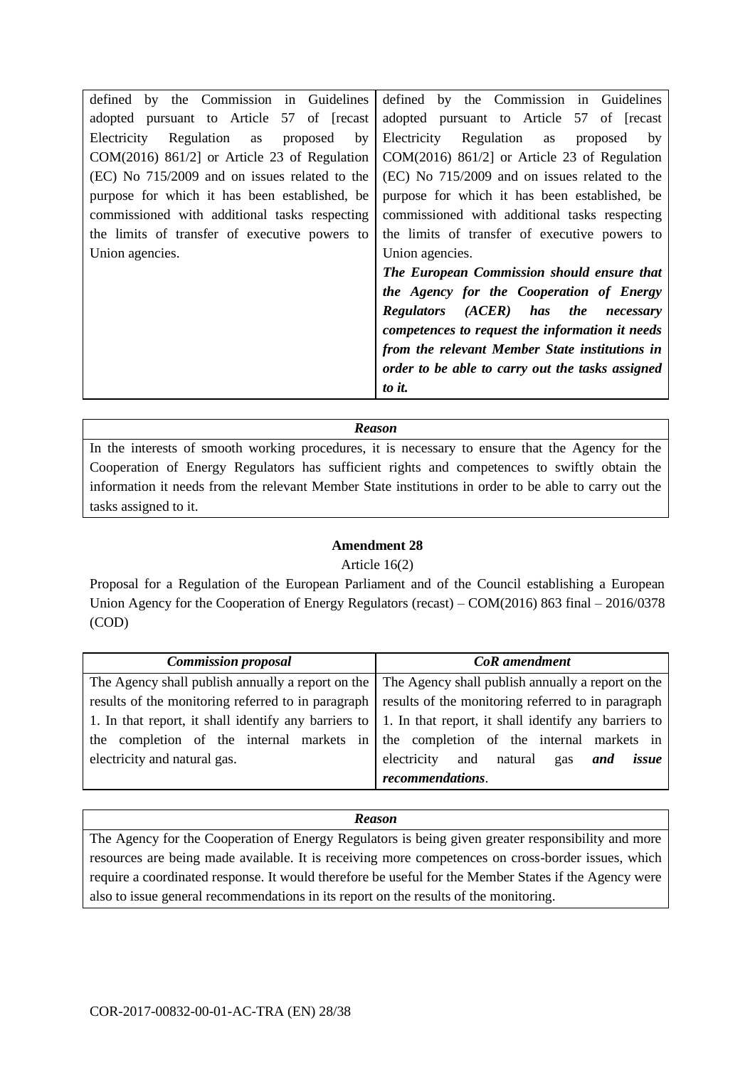| | |
|---|---|
| defined by the Commission in Guidelines adopted pursuant to Article 57 of [recast Electricity Regulation as proposed by COM(2016) 861/2] or Article 23 of Regulation (EC) No 715/2009 and on issues related to the purpose for which it has been established, be commissioned with additional tasks respecting the limits of transfer of executive powers to Union agencies. | defined by the Commission in Guidelines adopted pursuant to Article 57 of [recast Electricity Regulation as proposed by COM(2016) 861/2] or Article 23 of Regulation (EC) No 715/2009 and on issues related to the purpose for which it has been established, be commissioned with additional tasks respecting the limits of transfer of executive powers to Union agencies. ***The European Commission should ensure that the Agency for the Cooperation of Energy Regulators (ACER) has the necessary competences to request the information it needs from the relevant Member State institutions in order to be able to carry out the tasks assigned to it.*** |

| *Reason* |
|---|
| In the interests of smooth working procedures, it is necessary to ensure that the Agency for the Cooperation of Energy Regulators has sufficient rights and competences to swiftly obtain the information it needs from the relevant Member State institutions in order to be able to carry out the tasks assigned to it. |

**Amendment 28**

Article 16(2)

Proposal for a Regulation of the European Parliament and of the Council establishing a European Union Agency for the Cooperation of Energy Regulators (recast) – COM(2016) 863 final – 2016/0378 (COD)

| *Commission proposal* | *CoR amendment* |
|---|---|
| The Agency shall publish annually a report on the results of the monitoring referred to in paragraph 1. In that report, it shall identify any barriers to the completion of the internal markets in electricity and natural gas. | The Agency shall publish annually a report on the results of the monitoring referred to in paragraph 1. In that report, it shall identify any barriers to the completion of the internal markets in electricity and natural gas ***and issue recommendations***. |

| *Reason* |
|---|
| The Agency for the Cooperation of Energy Regulators is being given greater responsibility and more resources are being made available. It is receiving more competences on cross-border issues, which require a coordinated response. It would therefore be useful for the Member States if the Agency were also to issue general recommendations in its report on the results of the monitoring. |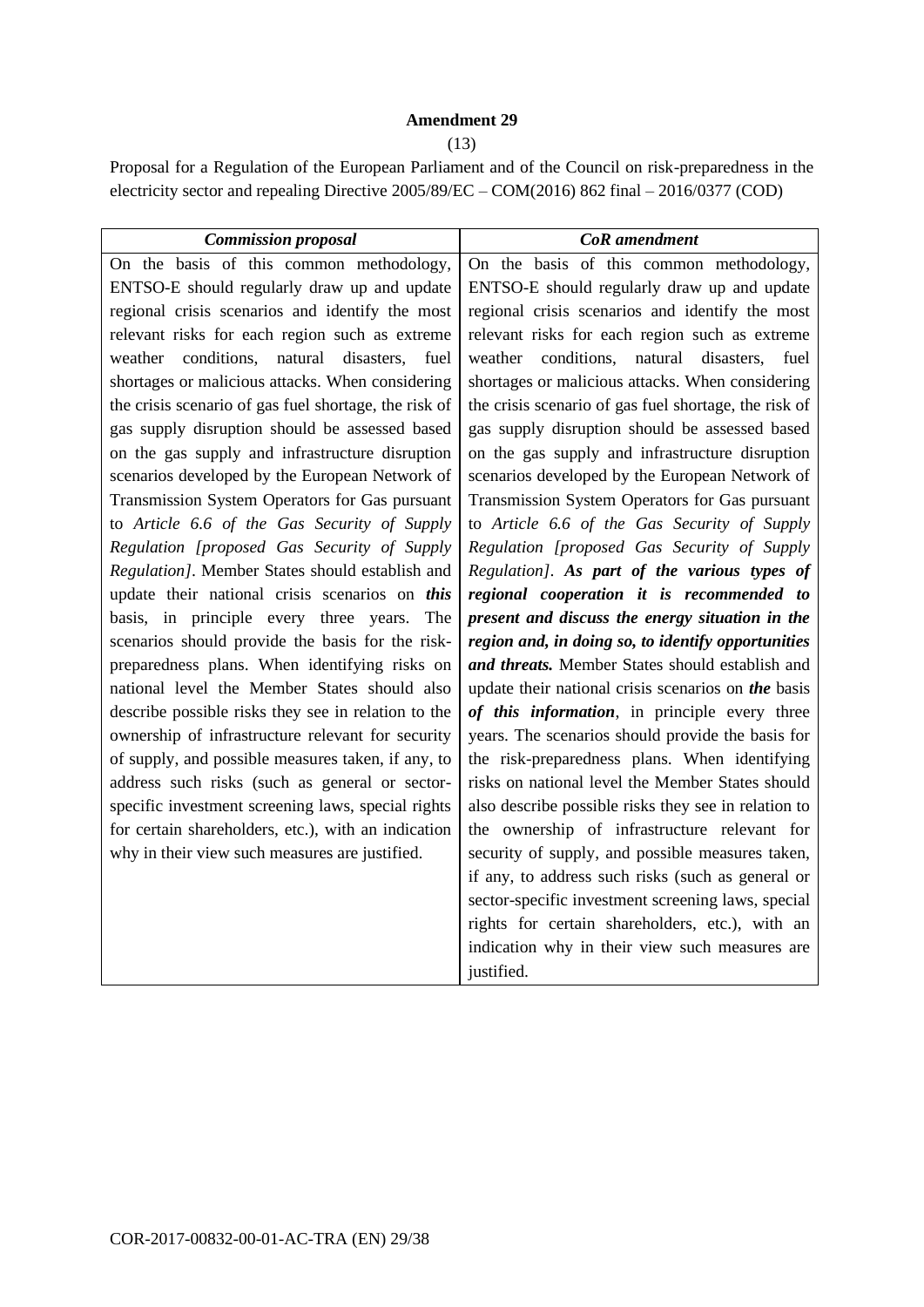**Amendment 29**

(13)

Proposal for a Regulation of the European Parliament and of the Council on risk-preparedness in the electricity sector and repealing Directive 2005/89/EC – COM(2016) 862 final – 2016/0377 (COD)

| *Commission proposal* | *CoR amendment* |
| --- | --- |
| On the basis of this common methodology, ENTSO-E should regularly draw up and update regional crisis scenarios and identify the most relevant risks for each region such as extreme weather conditions, natural disasters, fuel shortages or malicious attacks. When considering the crisis scenario of gas fuel shortage, the risk of gas supply disruption should be assessed based on the gas supply and infrastructure disruption scenarios developed by the European Network of Transmission System Operators for Gas pursuant to *Article 6.6 of the Gas Security of Supply Regulation [proposed Gas Security of Supply Regulation]*. Member States should establish and update their national crisis scenarios on ***this*** basis, in principle every three years. The scenarios should provide the basis for the risk-preparedness plans. When identifying risks on national level the Member States should also describe possible risks they see in relation to the ownership of infrastructure relevant for security of supply, and possible measures taken, if any, to address such risks (such as general or sector-specific investment screening laws, special rights for certain shareholders, etc.), with an indication why in their view such measures are justified. | On the basis of this common methodology, ENTSO-E should regularly draw up and update regional crisis scenarios and identify the most relevant risks for each region such as extreme weather conditions, natural disasters, fuel shortages or malicious attacks. When considering the crisis scenario of gas fuel shortage, the risk of gas supply disruption should be assessed based on the gas supply and infrastructure disruption scenarios developed by the European Network of Transmission System Operators for Gas pursuant to *Article 6.6 of the Gas Security of Supply Regulation [proposed Gas Security of Supply Regulation]*. ***As part of the various types of regional cooperation it is recommended to present and discuss the energy situation in the region and, in doing so, to identify opportunities and threats.*** Member States should establish and update their national crisis scenarios on ***the*** basis ***of this information***, in principle every three years. The scenarios should provide the basis for the risk-preparedness plans. When identifying risks on national level the Member States should also describe possible risks they see in relation to the ownership of infrastructure relevant for security of supply, and possible measures taken, if any, to address such risks (such as general or sector-specific investment screening laws, special rights for certain shareholders, etc.), with an indication why in their view such measures are justified. |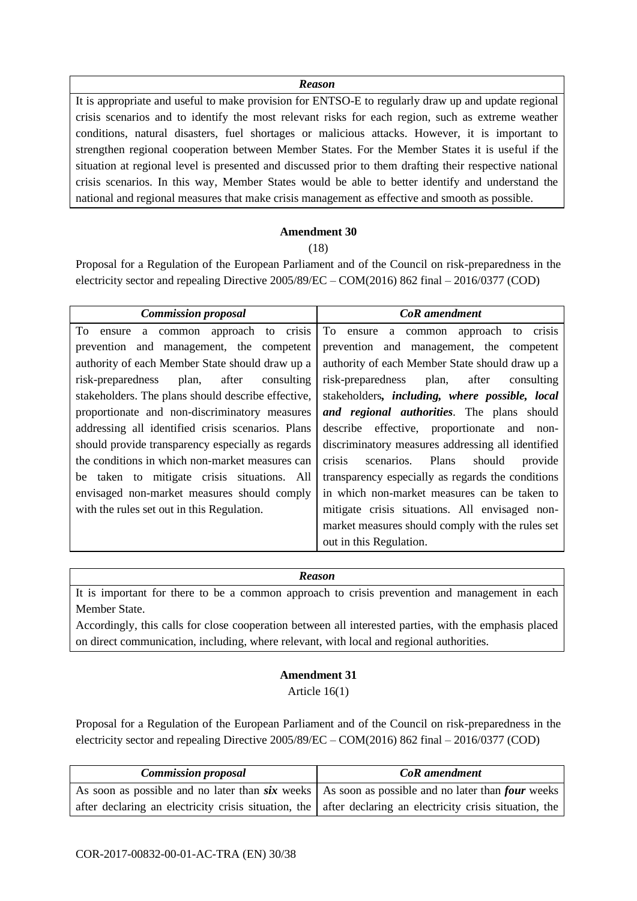| *Reason* |
| --- |
| It is appropriate and useful to make provision for ENTSO-E to regularly draw up and update regional crisis scenarios and to identify the most relevant risks for each region, such as extreme weather conditions, natural disasters, fuel shortages or malicious attacks. However, it is important to strengthen regional cooperation between Member States. For the Member States it is useful if the situation at regional level is presented and discussed prior to them drafting their respective national crisis scenarios. In this way, Member States would be able to better identify and understand the national and regional measures that make crisis management as effective and smooth as possible. |

**Amendment 30**

(18)

Proposal for a Regulation of the European Parliament and of the Council on risk-preparedness in the electricity sector and repealing Directive 2005/89/EC – COM(2016) 862 final – 2016/0377 (COD)

| *Commission proposal* | *CoR amendment* |
| --- | --- |
| To ensure a common approach to crisis prevention and management, the competent authority of each Member State should draw up a risk-preparedness plan, after consulting stakeholders. The plans should describe effective, proportionate and non-discriminatory measures addressing all identified crisis scenarios. Plans should provide transparency especially as regards the conditions in which non-market measures can be taken to mitigate crisis situations. All envisaged non-market measures should comply with the rules set out in this Regulation. | To ensure a common approach to crisis prevention and management, the competent authority of each Member State should draw up a risk-preparedness plan, after consulting stakeholders***, including, where possible, local and regional authorities***. The plans should describe effective, proportionate and non-discriminatory measures addressing all identified crisis scenarios. Plans should provide transparency especially as regards the conditions in which non-market measures can be taken to mitigate crisis situations. All envisaged non-market measures should comply with the rules set out in this Regulation. |

| *Reason* |
| --- |
| It is important for there to be a common approach to crisis prevention and management in each Member State. Accordingly, this calls for close cooperation between all interested parties, with the emphasis placed on direct communication, including, where relevant, with local and regional authorities. |

**Amendment 31**

Article 16(1)

Proposal for a Regulation of the European Parliament and of the Council on risk-preparedness in the electricity sector and repealing Directive 2005/89/EC – COM(2016) 862 final – 2016/0377 (COD)

| *Commission proposal* | *CoR amendment* |
| --- | --- |
| As soon as possible and no later than ***six*** weeks after declaring an electricity crisis situation, the | As soon as possible and no later than ***four*** weeks after declaring an electricity crisis situation, the |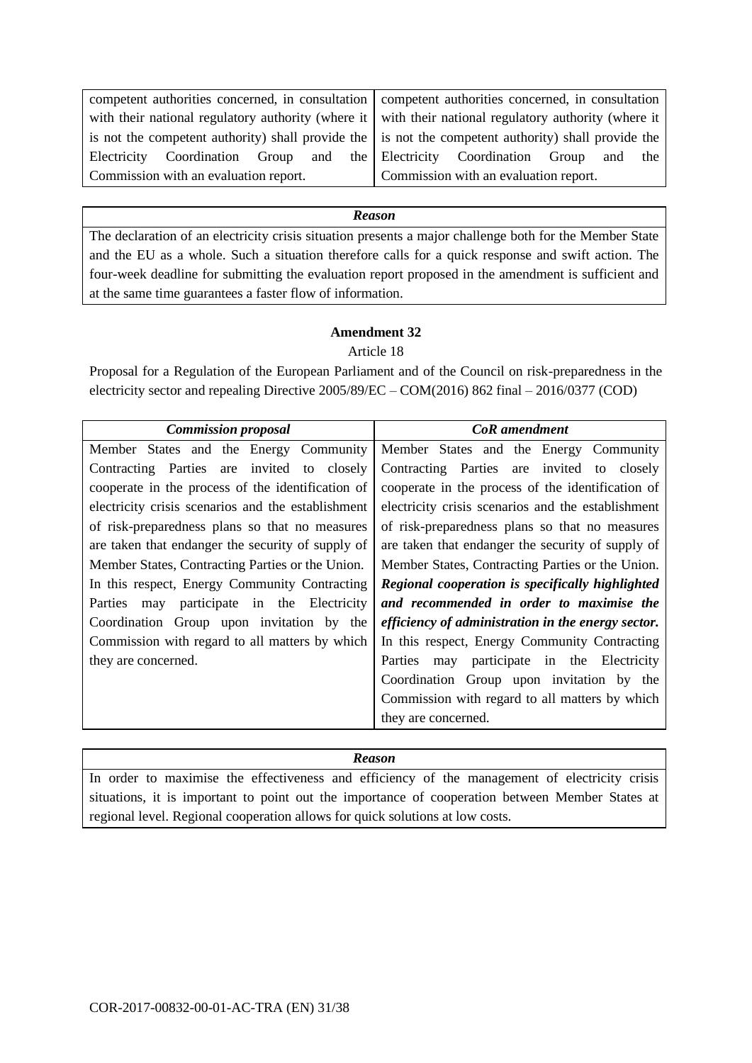| competent authorities concerned, in consultation with their national regulatory authority (where it is not the competent authority) shall provide the Electricity Coordination Group and the Commission with an evaluation report. | competent authorities concerned, in consultation with their national regulatory authority (where it is not the competent authority) shall provide the Electricity Coordination Group and the Commission with an evaluation report. |
|---|---|

| *Reason* |
|---|
| The declaration of an electricity crisis situation presents a major challenge both for the Member State and the EU as a whole. Such a situation therefore calls for a quick response and swift action. The four-week deadline for submitting the evaluation report proposed in the amendment is sufficient and at the same time guarantees a faster flow of information. |

**Amendment 32**

Article 18

Proposal for a Regulation of the European Parliament and of the Council on risk-preparedness in the electricity sector and repealing Directive 2005/89/EC – COM(2016) 862 final – 2016/0377 (COD)

| *Commission proposal* | *CoR amendment* |
|---|---|
| Member States and the Energy Community Contracting Parties are invited to closely cooperate in the process of the identification of electricity crisis scenarios and the establishment of risk-preparedness plans so that no measures are taken that endanger the security of supply of Member States, Contracting Parties or the Union. In this respect, Energy Community Contracting Parties may participate in the Electricity Coordination Group upon invitation by the Commission with regard to all matters by which they are concerned. | Member States and the Energy Community Contracting Parties are invited to closely cooperate in the process of the identification of electricity crisis scenarios and the establishment of risk-preparedness plans so that no measures are taken that endanger the security of supply of Member States, Contracting Parties or the Union. ***Regional cooperation is specifically highlighted and recommended in order to maximise the efficiency of administration in the energy sector.*** In this respect, Energy Community Contracting Parties may participate in the Electricity Coordination Group upon invitation by the Commission with regard to all matters by which they are concerned. |

| *Reason* |
|---|
| In order to maximise the effectiveness and efficiency of the management of electricity crisis situations, it is important to point out the importance of cooperation between Member States at regional level. Regional cooperation allows for quick solutions at low costs. |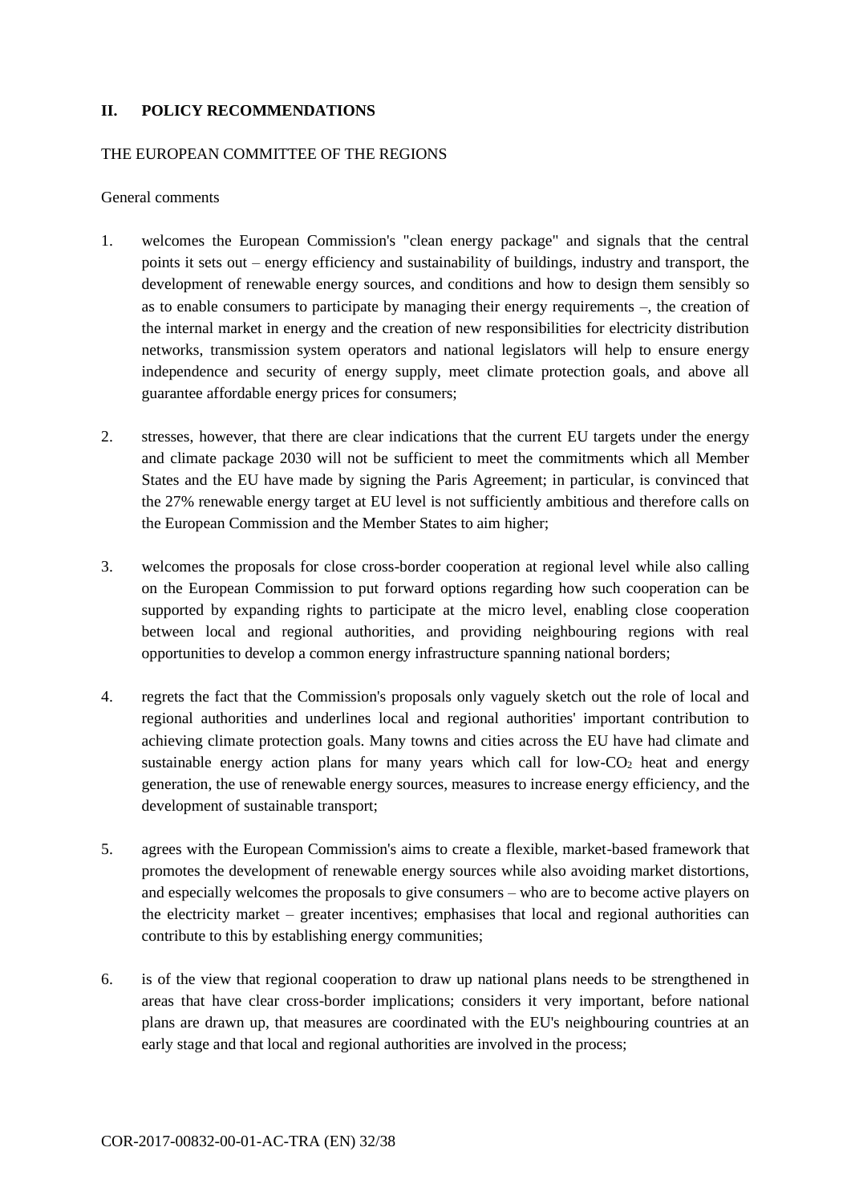## II. POLICY RECOMMENDATIONS

THE EUROPEAN COMMITTEE OF THE REGIONS

General comments

1. welcomes the European Commission's "clean energy package" and signals that the central points it sets out – energy efficiency and sustainability of buildings, industry and transport, the development of renewable energy sources, and conditions and how to design them sensibly so as to enable consumers to participate by managing their energy requirements –, the creation of the internal market in energy and the creation of new responsibilities for electricity distribution networks, transmission system operators and national legislators will help to ensure energy independence and security of energy supply, meet climate protection goals, and above all guarantee affordable energy prices for consumers;

2. stresses, however, that there are clear indications that the current EU targets under the energy and climate package 2030 will not be sufficient to meet the commitments which all Member States and the EU have made by signing the Paris Agreement; in particular, is convinced that the 27% renewable energy target at EU level is not sufficiently ambitious and therefore calls on the European Commission and the Member States to aim higher;

3. welcomes the proposals for close cross-border cooperation at regional level while also calling on the European Commission to put forward options regarding how such cooperation can be supported by expanding rights to participate at the micro level, enabling close cooperation between local and regional authorities, and providing neighbouring regions with real opportunities to develop a common energy infrastructure spanning national borders;

4. regrets the fact that the Commission's proposals only vaguely sketch out the role of local and regional authorities and underlines local and regional authorities' important contribution to achieving climate protection goals. Many towns and cities across the EU have had climate and sustainable energy action plans for many years which call for low-$CO_2$ heat and energy generation, the use of renewable energy sources, measures to increase energy efficiency, and the development of sustainable transport;

5. agrees with the European Commission's aims to create a flexible, market-based framework that promotes the development of renewable energy sources while also avoiding market distortions, and especially welcomes the proposals to give consumers – who are to become active players on the electricity market – greater incentives; emphasises that local and regional authorities can contribute to this by establishing energy communities;

6. is of the view that regional cooperation to draw up national plans needs to be strengthened in areas that have clear cross-border implications; considers it very important, before national plans are drawn up, that measures are coordinated with the EU's neighbouring countries at an early stage and that local and regional authorities are involved in the process;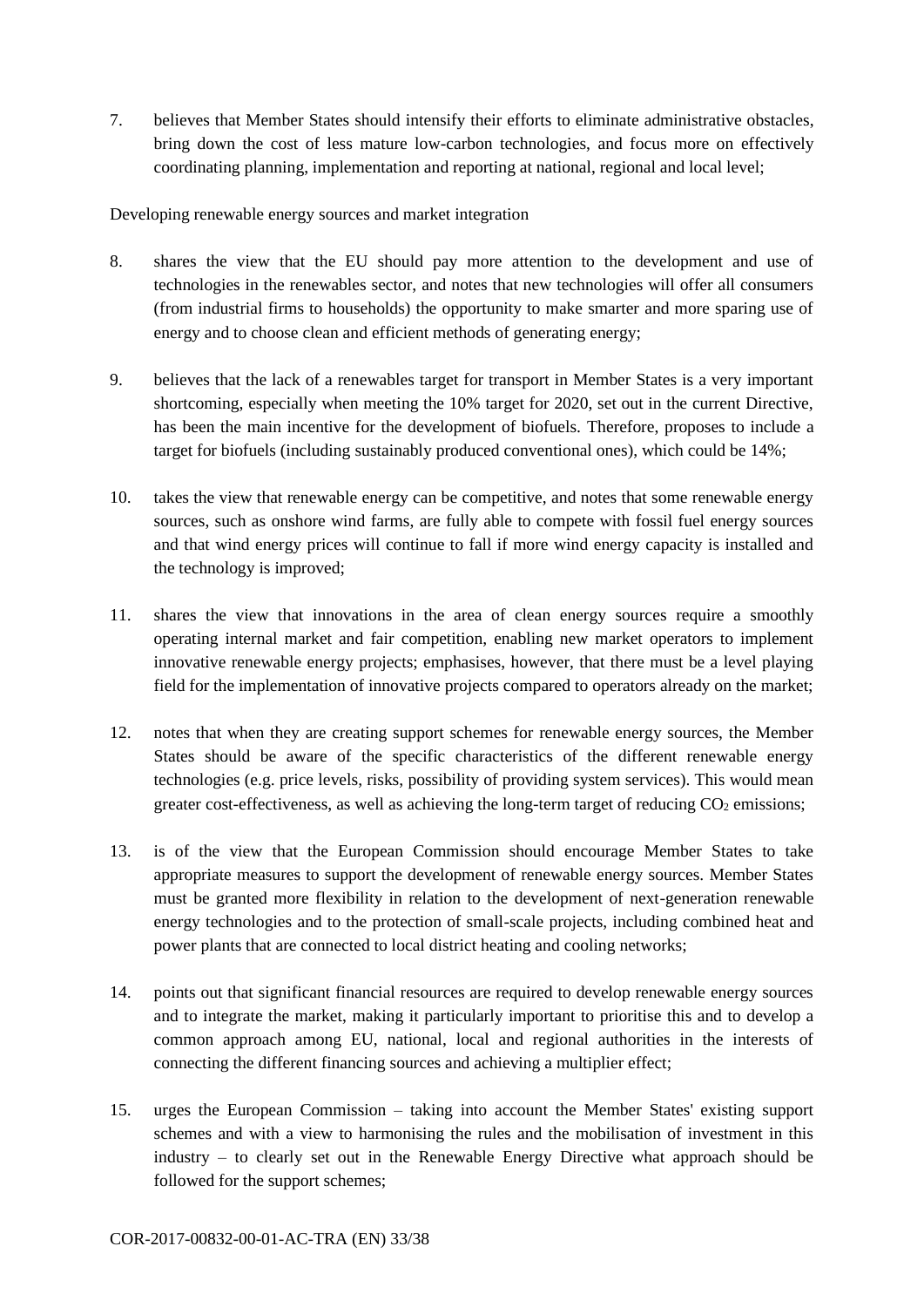7. believes that Member States should intensify their efforts to eliminate administrative obstacles, bring down the cost of less mature low-carbon technologies, and focus more on effectively coordinating planning, implementation and reporting at national, regional and local level;

Developing renewable energy sources and market integration

8. shares the view that the EU should pay more attention to the development and use of technologies in the renewables sector, and notes that new technologies will offer all consumers (from industrial firms to households) the opportunity to make smarter and more sparing use of energy and to choose clean and efficient methods of generating energy;

9. believes that the lack of a renewables target for transport in Member States is a very important shortcoming, especially when meeting the 10% target for 2020, set out in the current Directive, has been the main incentive for the development of biofuels. Therefore, proposes to include a target for biofuels (including sustainably produced conventional ones), which could be 14%;

10. takes the view that renewable energy can be competitive, and notes that some renewable energy sources, such as onshore wind farms, are fully able to compete with fossil fuel energy sources and that wind energy prices will continue to fall if more wind energy capacity is installed and the technology is improved;

11. shares the view that innovations in the area of clean energy sources require a smoothly operating internal market and fair competition, enabling new market operators to implement innovative renewable energy projects; emphasises, however, that there must be a level playing field for the implementation of innovative projects compared to operators already on the market;

12. notes that when they are creating support schemes for renewable energy sources, the Member States should be aware of the specific characteristics of the different renewable energy technologies (e.g. price levels, risks, possibility of providing system services). This would mean greater cost-effectiveness, as well as achieving the long-term target of reducing $CO_2$ emissions;

13. is of the view that the European Commission should encourage Member States to take appropriate measures to support the development of renewable energy sources. Member States must be granted more flexibility in relation to the development of next-generation renewable energy technologies and to the protection of small-scale projects, including combined heat and power plants that are connected to local district heating and cooling networks;

14. points out that significant financial resources are required to develop renewable energy sources and to integrate the market, making it particularly important to prioritise this and to develop a common approach among EU, national, local and regional authorities in the interests of connecting the different financing sources and achieving a multiplier effect;

15. urges the European Commission – taking into account the Member States' existing support schemes and with a view to harmonising the rules and the mobilisation of investment in this industry – to clearly set out in the Renewable Energy Directive what approach should be followed for the support schemes;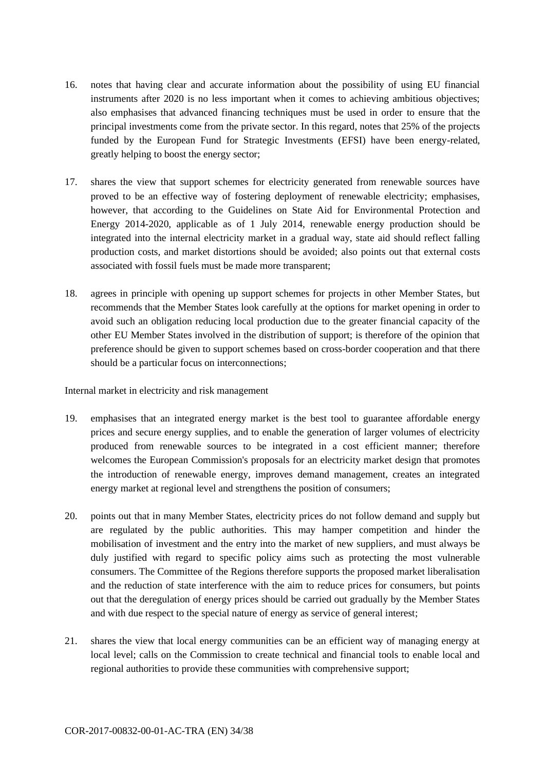16. notes that having clear and accurate information about the possibility of using EU financial instruments after 2020 is no less important when it comes to achieving ambitious objectives; also emphasises that advanced financing techniques must be used in order to ensure that the principal investments come from the private sector. In this regard, notes that 25% of the projects funded by the European Fund for Strategic Investments (EFSI) have been energy-related, greatly helping to boost the energy sector;

17. shares the view that support schemes for electricity generated from renewable sources have proved to be an effective way of fostering deployment of renewable electricity; emphasises, however, that according to the Guidelines on State Aid for Environmental Protection and Energy 2014-2020, applicable as of 1 July 2014, renewable energy production should be integrated into the internal electricity market in a gradual way, state aid should reflect falling production costs, and market distortions should be avoided; also points out that external costs associated with fossil fuels must be made more transparent;

18. agrees in principle with opening up support schemes for projects in other Member States, but recommends that the Member States look carefully at the options for market opening in order to avoid such an obligation reducing local production due to the greater financial capacity of the other EU Member States involved in the distribution of support; is therefore of the opinion that preference should be given to support schemes based on cross-border cooperation and that there should be a particular focus on interconnections;

Internal market in electricity and risk management

19. emphasises that an integrated energy market is the best tool to guarantee affordable energy prices and secure energy supplies, and to enable the generation of larger volumes of electricity produced from renewable sources to be integrated in a cost efficient manner; therefore welcomes the European Commission's proposals for an electricity market design that promotes the introduction of renewable energy, improves demand management, creates an integrated energy market at regional level and strengthens the position of consumers;

20. points out that in many Member States, electricity prices do not follow demand and supply but are regulated by the public authorities. This may hamper competition and hinder the mobilisation of investment and the entry into the market of new suppliers, and must always be duly justified with regard to specific policy aims such as protecting the most vulnerable consumers. The Committee of the Regions therefore supports the proposed market liberalisation and the reduction of state interference with the aim to reduce prices for consumers, but points out that the deregulation of energy prices should be carried out gradually by the Member States and with due respect to the special nature of energy as service of general interest;

21. shares the view that local energy communities can be an efficient way of managing energy at local level; calls on the Commission to create technical and financial tools to enable local and regional authorities to provide these communities with comprehensive support;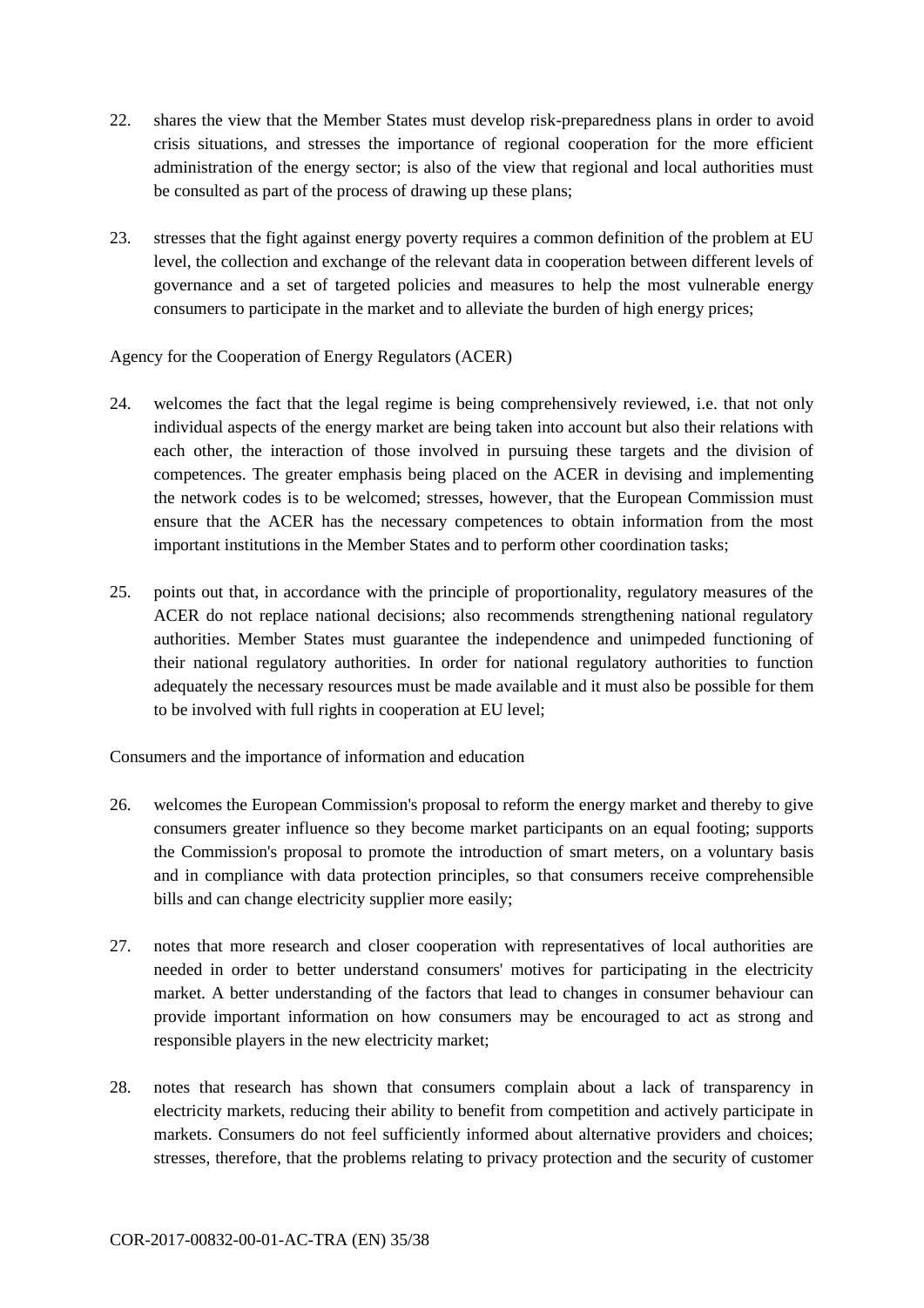22. shares the view that the Member States must develop risk-preparedness plans in order to avoid crisis situations, and stresses the importance of regional cooperation for the more efficient administration of the energy sector; is also of the view that regional and local authorities must be consulted as part of the process of drawing up these plans;

23. stresses that the fight against energy poverty requires a common definition of the problem at EU level, the collection and exchange of the relevant data in cooperation between different levels of governance and a set of targeted policies and measures to help the most vulnerable energy consumers to participate in the market and to alleviate the burden of high energy prices;

Agency for the Cooperation of Energy Regulators (ACER)

24. welcomes the fact that the legal regime is being comprehensively reviewed, i.e. that not only individual aspects of the energy market are being taken into account but also their relations with each other, the interaction of those involved in pursuing these targets and the division of competences. The greater emphasis being placed on the ACER in devising and implementing the network codes is to be welcomed; stresses, however, that the European Commission must ensure that the ACER has the necessary competences to obtain information from the most important institutions in the Member States and to perform other coordination tasks;

25. points out that, in accordance with the principle of proportionality, regulatory measures of the ACER do not replace national decisions; also recommends strengthening national regulatory authorities. Member States must guarantee the independence and unimpeded functioning of their national regulatory authorities. In order for national regulatory authorities to function adequately the necessary resources must be made available and it must also be possible for them to be involved with full rights in cooperation at EU level;

Consumers and the importance of information and education

26. welcomes the European Commission's proposal to reform the energy market and thereby to give consumers greater influence so they become market participants on an equal footing; supports the Commission's proposal to promote the introduction of smart meters, on a voluntary basis and in compliance with data protection principles, so that consumers receive comprehensible bills and can change electricity supplier more easily;

27. notes that more research and closer cooperation with representatives of local authorities are needed in order to better understand consumers' motives for participating in the electricity market. A better understanding of the factors that lead to changes in consumer behaviour can provide important information on how consumers may be encouraged to act as strong and responsible players in the new electricity market;

28. notes that research has shown that consumers complain about a lack of transparency in electricity markets, reducing their ability to benefit from competition and actively participate in markets. Consumers do not feel sufficiently informed about alternative providers and choices; stresses, therefore, that the problems relating to privacy protection and the security of customer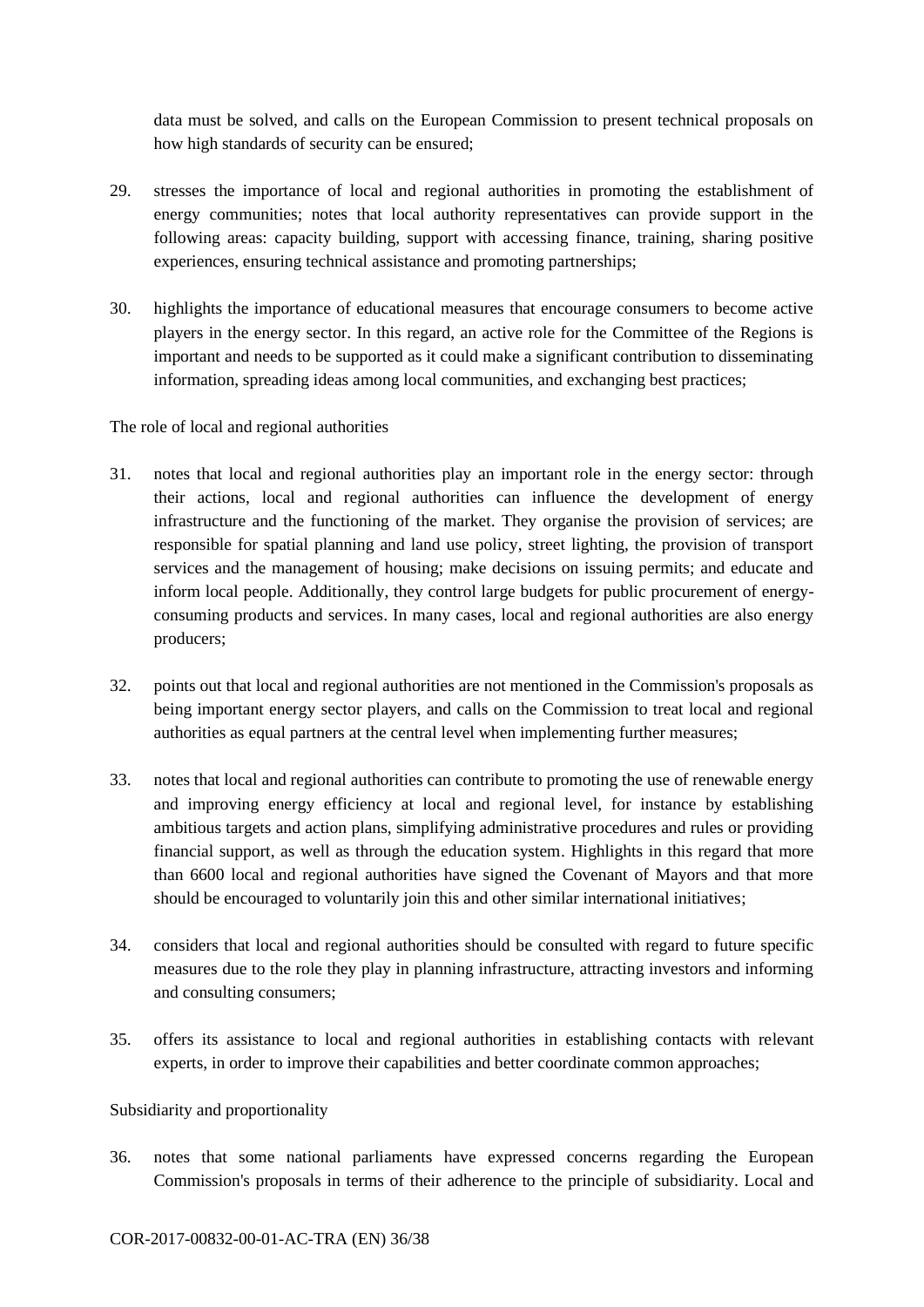data must be solved, and calls on the European Commission to present technical proposals on how high standards of security can be ensured;

29. stresses the importance of local and regional authorities in promoting the establishment of energy communities; notes that local authority representatives can provide support in the following areas: capacity building, support with accessing finance, training, sharing positive experiences, ensuring technical assistance and promoting partnerships;

30. highlights the importance of educational measures that encourage consumers to become active players in the energy sector. In this regard, an active role for the Committee of the Regions is important and needs to be supported as it could make a significant contribution to disseminating information, spreading ideas among local communities, and exchanging best practices;

The role of local and regional authorities

31. notes that local and regional authorities play an important role in the energy sector: through their actions, local and regional authorities can influence the development of energy infrastructure and the functioning of the market. They organise the provision of services; are responsible for spatial planning and land use policy, street lighting, the provision of transport services and the management of housing; make decisions on issuing permits; and educate and inform local people. Additionally, they control large budgets for public procurement of energy-consuming products and services. In many cases, local and regional authorities are also energy producers;

32. points out that local and regional authorities are not mentioned in the Commission's proposals as being important energy sector players, and calls on the Commission to treat local and regional authorities as equal partners at the central level when implementing further measures;

33. notes that local and regional authorities can contribute to promoting the use of renewable energy and improving energy efficiency at local and regional level, for instance by establishing ambitious targets and action plans, simplifying administrative procedures and rules or providing financial support, as well as through the education system. Highlights in this regard that more than 6600 local and regional authorities have signed the Covenant of Mayors and that more should be encouraged to voluntarily join this and other similar international initiatives;

34. considers that local and regional authorities should be consulted with regard to future specific measures due to the role they play in planning infrastructure, attracting investors and informing and consulting consumers;

35. offers its assistance to local and regional authorities in establishing contacts with relevant experts, in order to improve their capabilities and better coordinate common approaches;

Subsidiarity and proportionality

36. notes that some national parliaments have expressed concerns regarding the European Commission's proposals in terms of their adherence to the principle of subsidiarity. Local and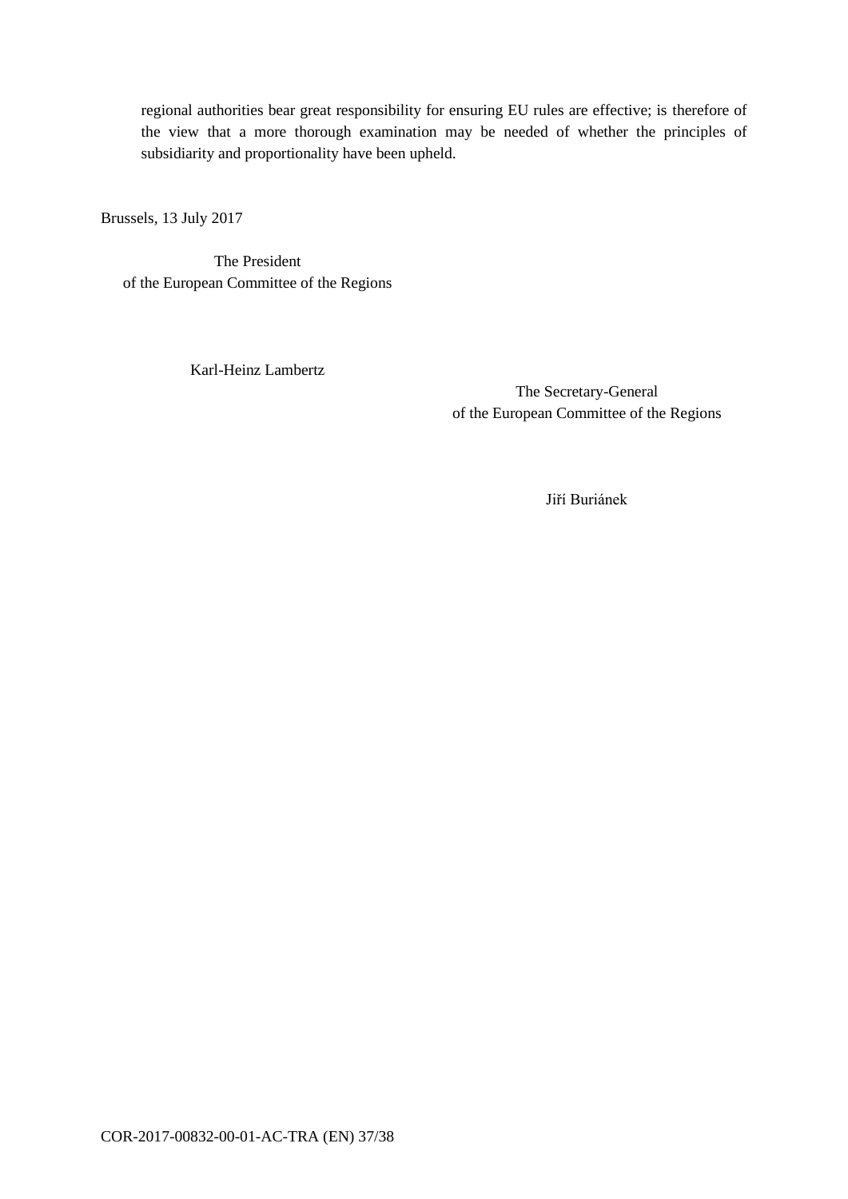regional authorities bear great responsibility for ensuring EU rules are effective; is therefore of the view that a more thorough examination may be needed of whether the principles of subsidiarity and proportionality have been upheld.

Brussels, 13 July 2017

The President
of the European Committee of the Regions

Karl-Heinz Lambertz

The Secretary-General
of the European Committee of the Regions

Jiří Buriánek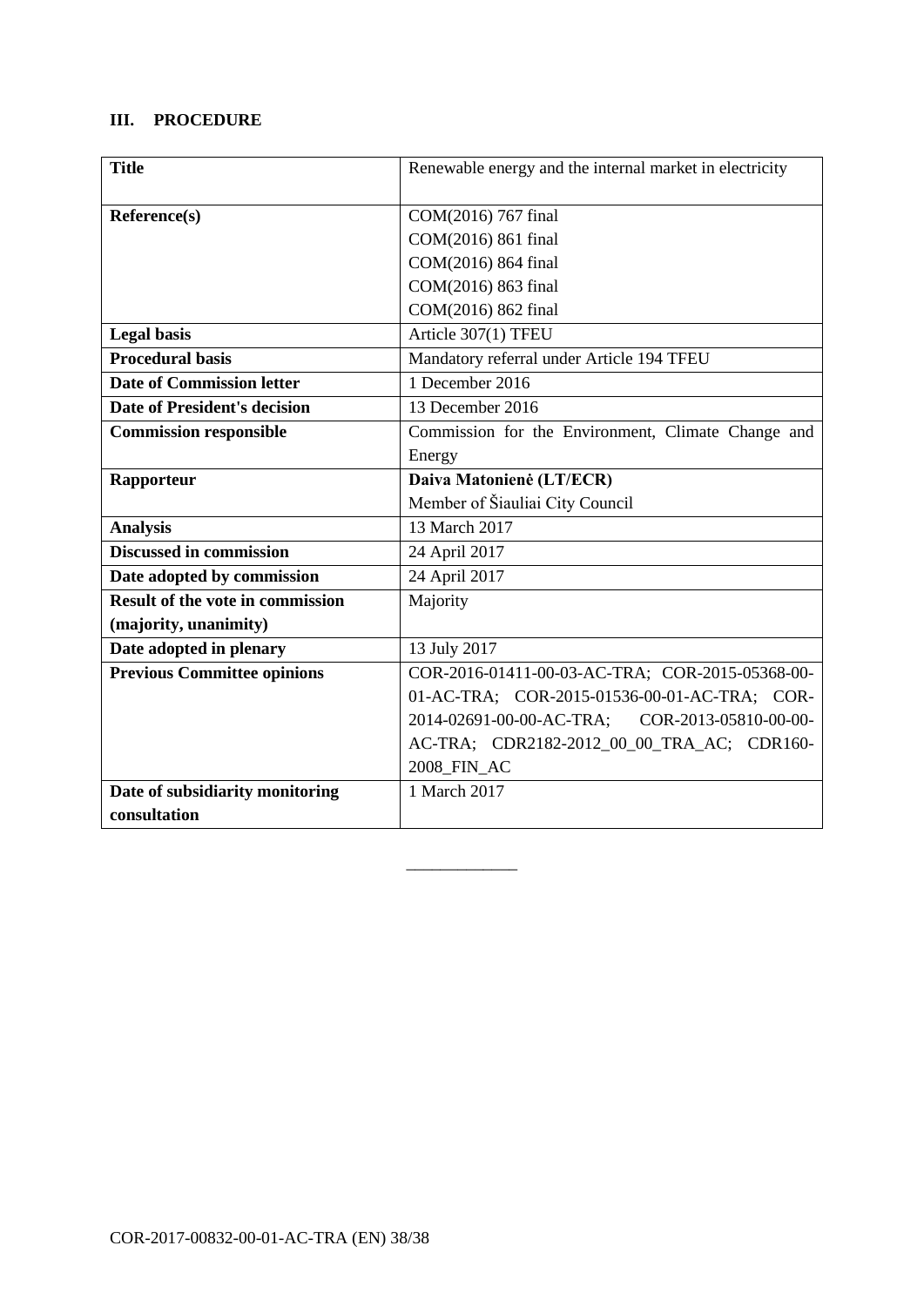## III. PROCEDURE

| | |
|---|---|
| **Title** | Renewable energy and the internal market in electricity |
| **Reference(s)** | COM(2016) 767 final<br>COM(2016) 861 final<br>COM(2016) 864 final<br>COM(2016) 863 final<br>COM(2016) 862 final |
| **Legal basis** | Article 307(1) TFEU |
| **Procedural basis** | Mandatory referral under Article 194 TFEU |
| **Date of Commission letter** | 1 December 2016 |
| **Date of President's decision** | 13 December 2016 |
| **Commission responsible** | Commission for the Environment, Climate Change and Energy |
| **Rapporteur** | **Daiva Matonienė (LT/ECR)**<br>Member of Šiauliai City Council |
| **Analysis** | 13 March 2017 |
| **Discussed in commission** | 24 April 2017 |
| **Date adopted by commission** | 24 April 2017 |
| **Result of the vote in commission (majority, unanimity)** | Majority |
| **Date adopted in plenary** | 13 July 2017 |
| **Previous Committee opinions** | COR-2016-01411-00-03-AC-TRA; COR-2015-05368-00-01-AC-TRA; COR-2015-01536-00-01-AC-TRA; COR-2014-02691-00-00-AC-TRA; COR-2013-05810-00-00-AC-TRA; CDR2182-2012_00_00_TRA_AC; CDR160-2008_FIN_AC |
| **Date of subsidiarity monitoring consultation** | 1 March 2017 |

_____________